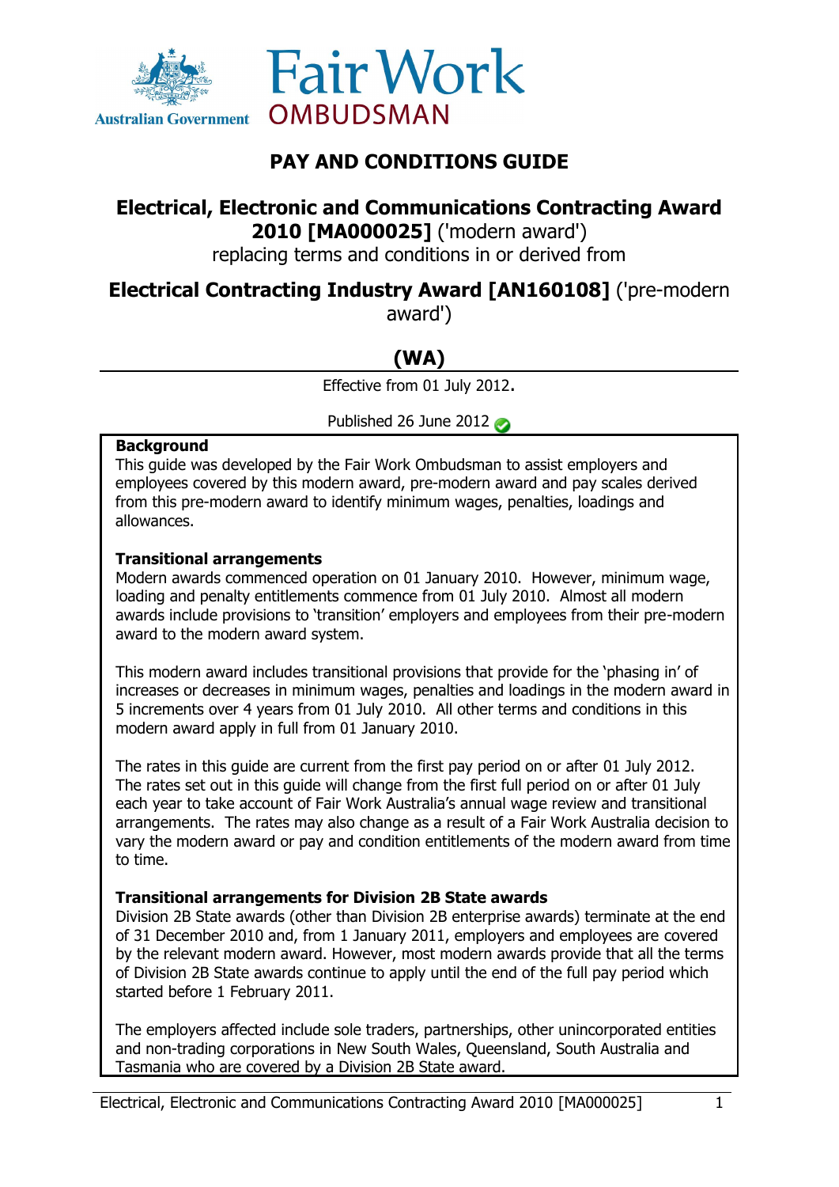Australian Government

Fair Work OMBUDSMAN

# PAY AND CONDITIONS GUIDE

## **Electrical, Electronic and Communications Contracting Award 2010 [MA000025]** ('modern award')

replacing terms and conditions in or derived from

## **Electrical Contracting Industry Award [AN160108]** ('pre-modern award')

## (WA)

Effective from 01 July 2012.

Published 26 June 2012

**Background**

This guide was developed by the Fair Work Ombudsman to assist employers and employees covered by this modern award, pre-modern award and pay scales derived from this pre-modern award to identify minimum wages, penalties, loadings and allowances.

**Transitional arrangements**

Modern awards commenced operation on 01 January 2010. However, minimum wage, loading and penalty entitlements commence from 01 July 2010. Almost all modern awards include provisions to 'transition' employers and employees from their pre-modern award to the modern award system.

This modern award includes transitional provisions that provide for the 'phasing in' of increases or decreases in minimum wages, penalties and loadings in the modern award in 5 increments over 4 years from 01 July 2010. All other terms and conditions in this modern award apply in full from 01 January 2010.

The rates in this guide are current from the first pay period on or after 01 July 2012. The rates set out in this guide will change from the first full period on or after 01 July each year to take account of Fair Work Australia's annual wage review and transitional arrangements. The rates may also change as a result of a Fair Work Australia decision to vary the modern award or pay and condition entitlements of the modern award from time to time.

**Transitional arrangements for Division 2B State awards**

Division 2B State awards (other than Division 2B enterprise awards) terminate at the end of 31 December 2010 and, from 1 January 2011, employers and employees are covered by the relevant modern award. However, most modern awards provide that all the terms of Division 2B State awards continue to apply until the end of the full pay period which started before 1 February 2011.

The employers affected include sole traders, partnerships, other unincorporated entities and non-trading corporations in New South Wales, Queensland, South Australia and Tasmania who are covered by a Division 2B State award.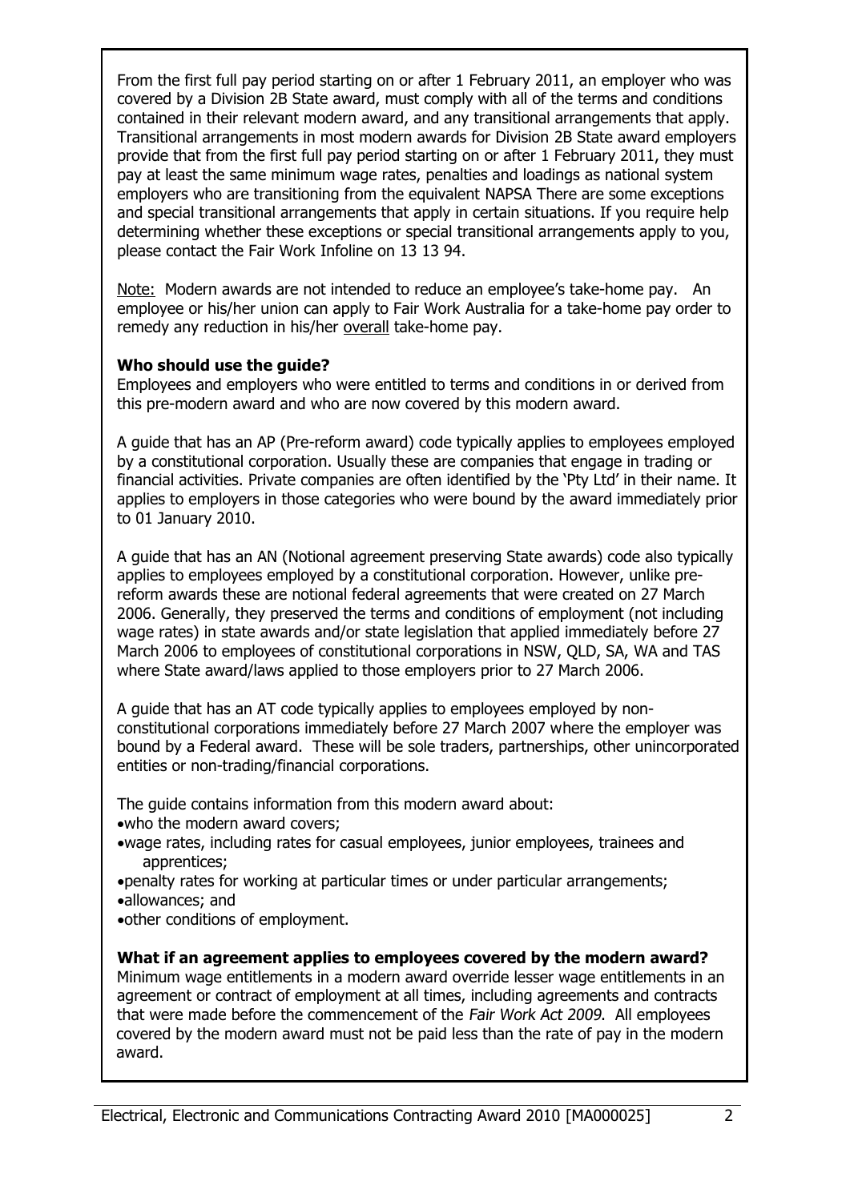From the first full pay period starting on or after 1 February 2011, an employer who was covered by a Division 2B State award, must comply with all of the terms and conditions contained in their relevant modern award, and any transitional arrangements that apply. Transitional arrangements in most modern awards for Division 2B State award employers provide that from the first full pay period starting on or after 1 February 2011, they must pay at least the same minimum wage rates, penalties and loadings as national system employers who are transitioning from the equivalent NAPSA There are some exceptions and special transitional arrangements that apply in certain situations. If you require help determining whether these exceptions or special transitional arrangements apply to you, please contact the Fair Work Infoline on 13 13 94.

Note: Modern awards are not intended to reduce an employee's take-home pay. An employee or his/her union can apply to Fair Work Australia for a take-home pay order to remedy any reduction in his/her overall take-home pay.

**Who should use the guide?**

Employees and employers who were entitled to terms and conditions in or derived from this pre-modern award and who are now covered by this modern award.

A guide that has an AP (Pre-reform award) code typically applies to employees employed by a constitutional corporation. Usually these are companies that engage in trading or financial activities. Private companies are often identified by the 'Pty Ltd' in their name. It applies to employers in those categories who were bound by the award immediately prior to 01 January 2010.

A guide that has an AN (Notional agreement preserving State awards) code also typically applies to employees employed by a constitutional corporation. However, unlike pre-reform awards these are notional federal agreements that were created on 27 March 2006. Generally, they preserved the terms and conditions of employment (not including wage rates) in state awards and/or state legislation that applied immediately before 27 March 2006 to employees of constitutional corporations in NSW, QLD, SA, WA and TAS where State award/laws applied to those employers prior to 27 March 2006.

A guide that has an AT code typically applies to employees employed by non-constitutional corporations immediately before 27 March 2007 where the employer was bound by a Federal award. These will be sole traders, partnerships, other unincorporated entities or non-trading/financial corporations.

The guide contains information from this modern award about:

- who the modern award covers;
- wage rates, including rates for casual employees, junior employees, trainees and apprentices;
- penalty rates for working at particular times or under particular arrangements;
- allowances; and
- other conditions of employment.

**What if an agreement applies to employees covered by the modern award?**

Minimum wage entitlements in a modern award override lesser wage entitlements in an agreement or contract of employment at all times, including agreements and contracts that were made before the commencement of the *Fair Work Act 2009*. All employees covered by the modern award must not be paid less than the rate of pay in the modern award.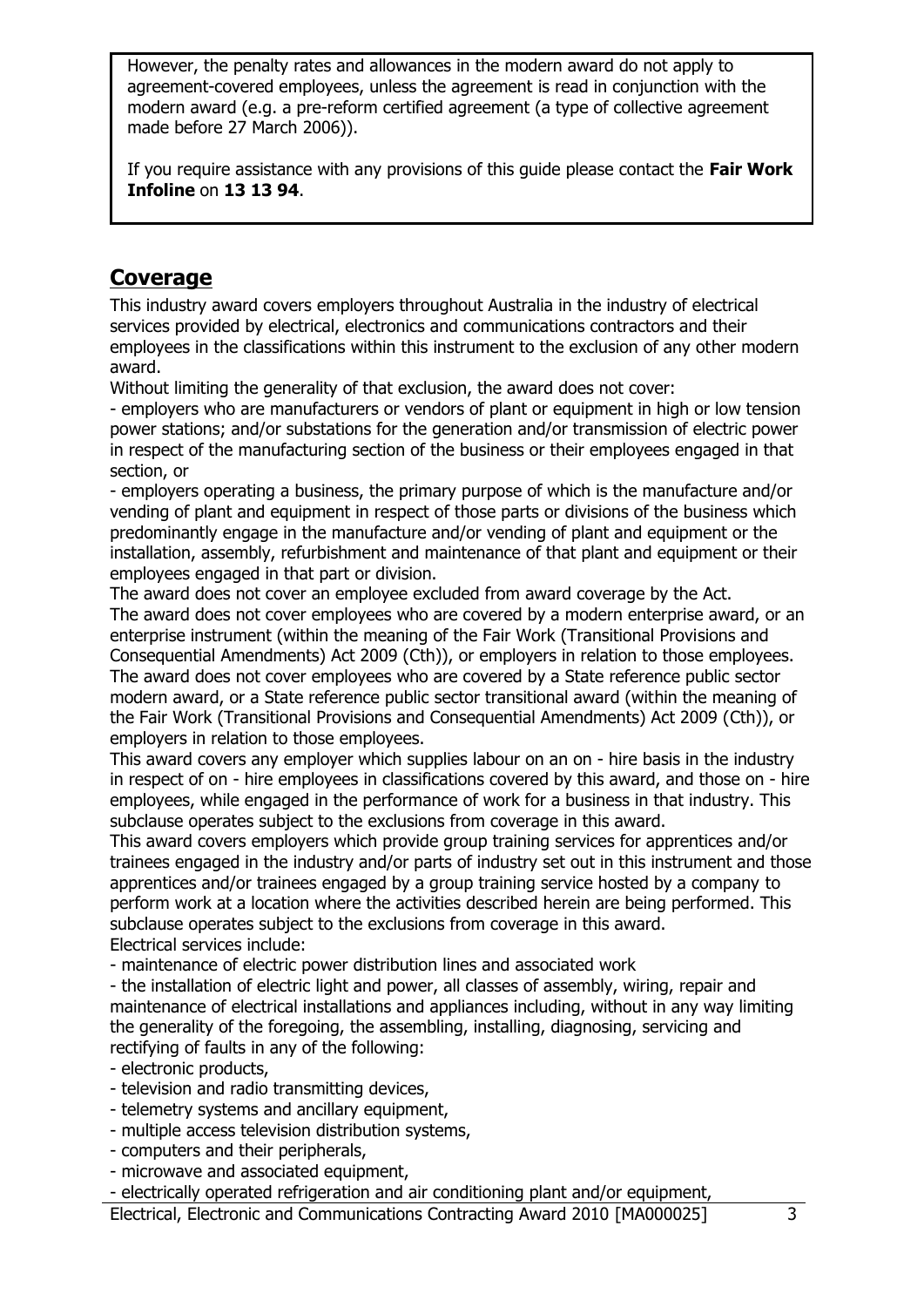However, the penalty rates and allowances in the modern award do not apply to agreement-covered employees, unless the agreement is read in conjunction with the modern award (e.g. a pre-reform certified agreement (a type of collective agreement made before 27 March 2006)).

If you require assistance with any provisions of this guide please contact the **Fair Work Infoline** on **13 13 94**.

## Coverage

This industry award covers employers throughout Australia in the industry of electrical services provided by electrical, electronics and communications contractors and their employees in the classifications within this instrument to the exclusion of any other modern award.

Without limiting the generality of that exclusion, the award does not cover:

- employers who are manufacturers or vendors of plant or equipment in high or low tension power stations; and/or substations for the generation and/or transmission of electric power in respect of the manufacturing section of the business or their employees engaged in that section, or
- employers operating a business, the primary purpose of which is the manufacture and/or vending of plant and equipment in respect of those parts or divisions of the business which predominantly engage in the manufacture and/or vending of plant and equipment or the installation, assembly, refurbishment and maintenance of that plant and equipment or their employees engaged in that part or division.

The award does not cover an employee excluded from award coverage by the Act.

The award does not cover employees who are covered by a modern enterprise award, or an enterprise instrument (within the meaning of the Fair Work (Transitional Provisions and Consequential Amendments) Act 2009 (Cth)), or employers in relation to those employees.

The award does not cover employees who are covered by a State reference public sector modern award, or a State reference public sector transitional award (within the meaning of the Fair Work (Transitional Provisions and Consequential Amendments) Act 2009 (Cth)), or employers in relation to those employees.

This award covers any employer which supplies labour on an on - hire basis in the industry in respect of on - hire employees in classifications covered by this award, and those on - hire employees, while engaged in the performance of work for a business in that industry. This subclause operates subject to the exclusions from coverage in this award.

This award covers employers which provide group training services for apprentices and/or trainees engaged in the industry and/or parts of industry set out in this instrument and those apprentices and/or trainees engaged by a group training service hosted by a company to perform work at a location where the activities described herein are being performed. This subclause operates subject to the exclusions from coverage in this award.

Electrical services include:

- maintenance of electric power distribution lines and associated work
- the installation of electric light and power, all classes of assembly, wiring, repair and maintenance of electrical installations and appliances including, without in any way limiting the generality of the foregoing, the assembling, installing, diagnosing, servicing and rectifying of faults in any of the following:
- electronic products,
- television and radio transmitting devices,
- telemetry systems and ancillary equipment,
- multiple access television distribution systems,
- computers and their peripherals,
- microwave and associated equipment,
- electrically operated refrigeration and air conditioning plant and/or equipment,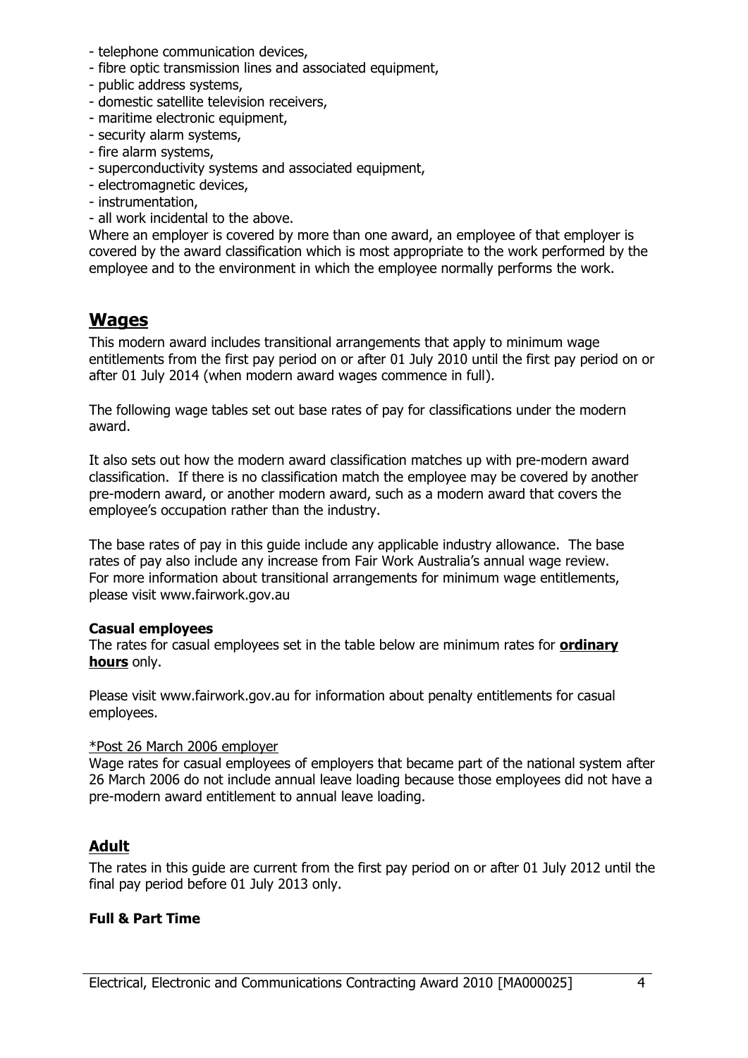- telephone communication devices,
- fibre optic transmission lines and associated equipment,
- public address systems,
- domestic satellite television receivers,
- maritime electronic equipment,
- security alarm systems,
- fire alarm systems,
- superconductivity systems and associated equipment,
- electromagnetic devices,
- instrumentation,
- all work incidental to the above.

Where an employer is covered by more than one award, an employee of that employer is covered by the award classification which is most appropriate to the work performed by the employee and to the environment in which the employee normally performs the work.

## Wages

This modern award includes transitional arrangements that apply to minimum wage entitlements from the first pay period on or after 01 July 2010 until the first pay period on or after 01 July 2014 (when modern award wages commence in full).

The following wage tables set out base rates of pay for classifications under the modern award.

It also sets out how the modern award classification matches up with pre-modern award classification. If there is no classification match the employee may be covered by another pre-modern award, or another modern award, such as a modern award that covers the employee's occupation rather than the industry.

The base rates of pay in this guide include any applicable industry allowance. The base rates of pay also include any increase from Fair Work Australia's annual wage review. For more information about transitional arrangements for minimum wage entitlements, please visit www.fairwork.gov.au

**Casual employees**

The rates for casual employees set in the table below are minimum rates for **ordinary hours** only.

Please visit www.fairwork.gov.au for information about penalty entitlements for casual employees.

*Post 26 March 2006 employer

Wage rates for casual employees of employers that became part of the national system after 26 March 2006 do not include annual leave loading because those employees did not have a pre-modern award entitlement to annual leave loading.

### Adult

The rates in this guide are current from the first pay period on or after 01 July 2012 until the final pay period before 01 July 2013 only.

**Full & Part Time**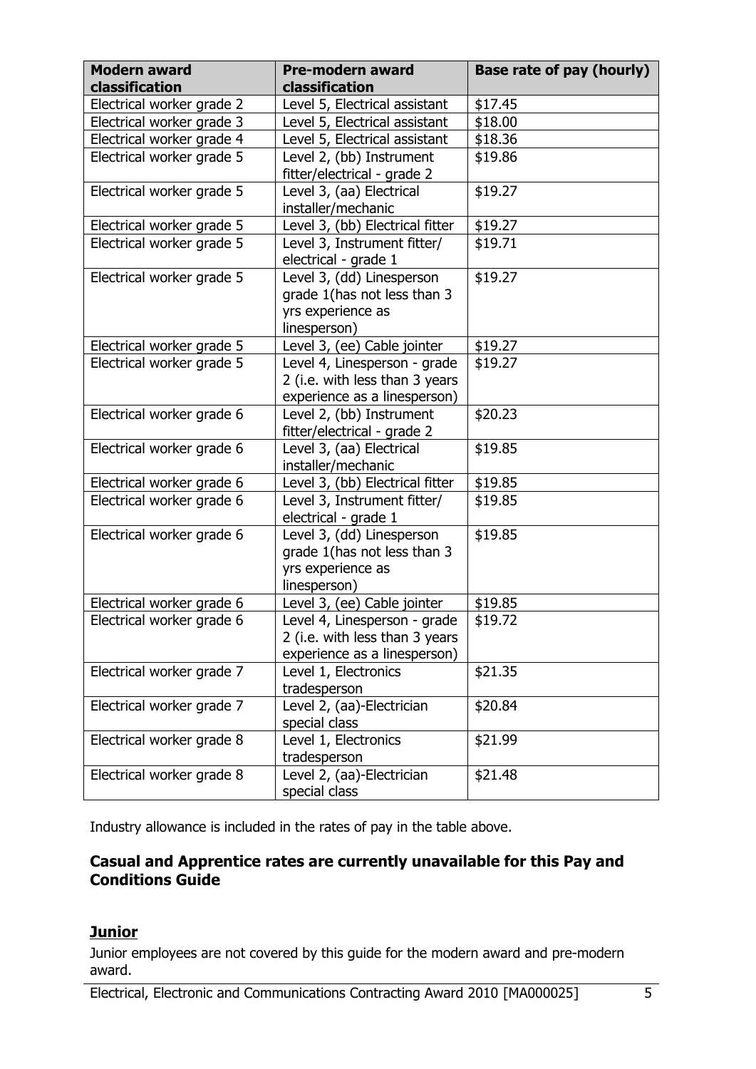| Modern award classification | Pre-modern award classification | Base rate of pay (hourly) |
|---|---|---|
| Electrical worker grade 2 | Level 5, Electrical assistant | $17.45 |
| Electrical worker grade 3 | Level 5, Electrical assistant | $18.00 |
| Electrical worker grade 4 | Level 5, Electrical assistant | $18.36 |
| Electrical worker grade 5 | Level 2, (bb) Instrument fitter/electrical - grade 2 | $19.86 |
| Electrical worker grade 5 | Level 3, (aa) Electrical installer/mechanic | $19.27 |
| Electrical worker grade 5 | Level 3, (bb) Electrical fitter | $19.27 |
| Electrical worker grade 5 | Level 3, Instrument fitter/ electrical - grade 1 | $19.71 |
| Electrical worker grade 5 | Level 3, (dd) Linesperson grade 1(has not less than 3 yrs experience as linesperson) | $19.27 |
| Electrical worker grade 5 | Level 3, (ee) Cable jointer | $19.27 |
| Electrical worker grade 5 | Level 4, Linesperson - grade 2 (i.e. with less than 3 years experience as a linesperson) | $19.27 |
| Electrical worker grade 6 | Level 2, (bb) Instrument fitter/electrical - grade 2 | $20.23 |
| Electrical worker grade 6 | Level 3, (aa) Electrical installer/mechanic | $19.85 |
| Electrical worker grade 6 | Level 3, (bb) Electrical fitter | $19.85 |
| Electrical worker grade 6 | Level 3, Instrument fitter/ electrical - grade 1 | $19.85 |
| Electrical worker grade 6 | Level 3, (dd) Linesperson grade 1(has not less than 3 yrs experience as linesperson) | $19.85 |
| Electrical worker grade 6 | Level 3, (ee) Cable jointer | $19.85 |
| Electrical worker grade 6 | Level 4, Linesperson - grade 2 (i.e. with less than 3 years experience as a linesperson) | $19.72 |
| Electrical worker grade 7 | Level 1, Electronics tradesperson | $21.35 |
| Electrical worker grade 7 | Level 2, (aa)-Electrician special class | $20.84 |
| Electrical worker grade 8 | Level 1, Electronics tradesperson | $21.99 |
| Electrical worker grade 8 | Level 2, (aa)-Electrician special class | $21.48 |

Industry allowance is included in the rates of pay in the table above.

### Casual and Apprentice rates are currently unavailable for this Pay and Conditions Guide

## Junior

Junior employees are not covered by this guide for the modern award and pre-modern award.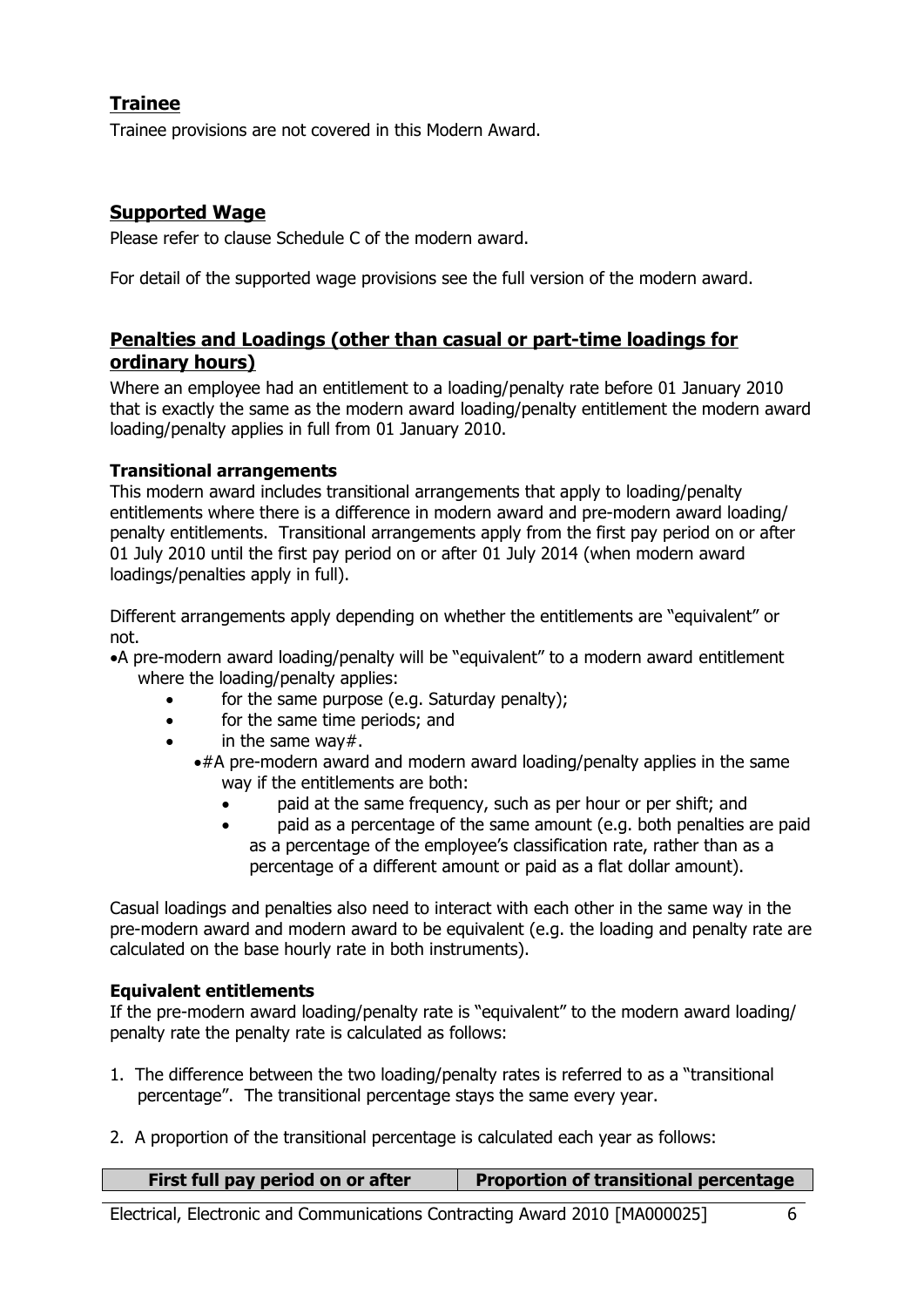## Trainee

Trainee provisions are not covered in this Modern Award.

## Supported Wage

Please refer to clause Schedule C of the modern award.

For detail of the supported wage provisions see the full version of the modern award.

## Penalties and Loadings (other than casual or part-time loadings for ordinary hours)

Where an employee had an entitlement to a loading/penalty rate before 01 January 2010 that is exactly the same as the modern award loading/penalty entitlement the modern award loading/penalty applies in full from 01 January 2010.

### Transitional arrangements

This modern award includes transitional arrangements that apply to loading/penalty entitlements where there is a difference in modern award and pre-modern award loading/ penalty entitlements. Transitional arrangements apply from the first pay period on or after 01 July 2010 until the first pay period on or after 01 July 2014 (when modern award loadings/penalties apply in full).

Different arrangements apply depending on whether the entitlements are "equivalent" or not.

- A pre-modern award loading/penalty will be "equivalent" to a modern award entitlement where the loading/penalty applies:
  - for the same purpose (e.g. Saturday penalty);
  - for the same time periods; and
  - in the same way#.
    - #A pre-modern award and modern award loading/penalty applies in the same way if the entitlements are both:
      - paid at the same frequency, such as per hour or per shift; and
      - paid as a percentage of the same amount (e.g. both penalties are paid as a percentage of the employee's classification rate, rather than as a percentage of a different amount or paid as a flat dollar amount).

Casual loadings and penalties also need to interact with each other in the same way in the pre-modern award and modern award to be equivalent (e.g. the loading and penalty rate are calculated on the base hourly rate in both instruments).

### Equivalent entitlements

If the pre-modern award loading/penalty rate is "equivalent" to the modern award loading/ penalty rate the penalty rate is calculated as follows:

1. The difference between the two loading/penalty rates is referred to as a "transitional percentage". The transitional percentage stays the same every year.
2. A proportion of the transitional percentage is calculated each year as follows:

| First full pay period on or after | Proportion of transitional percentage |
|---|---|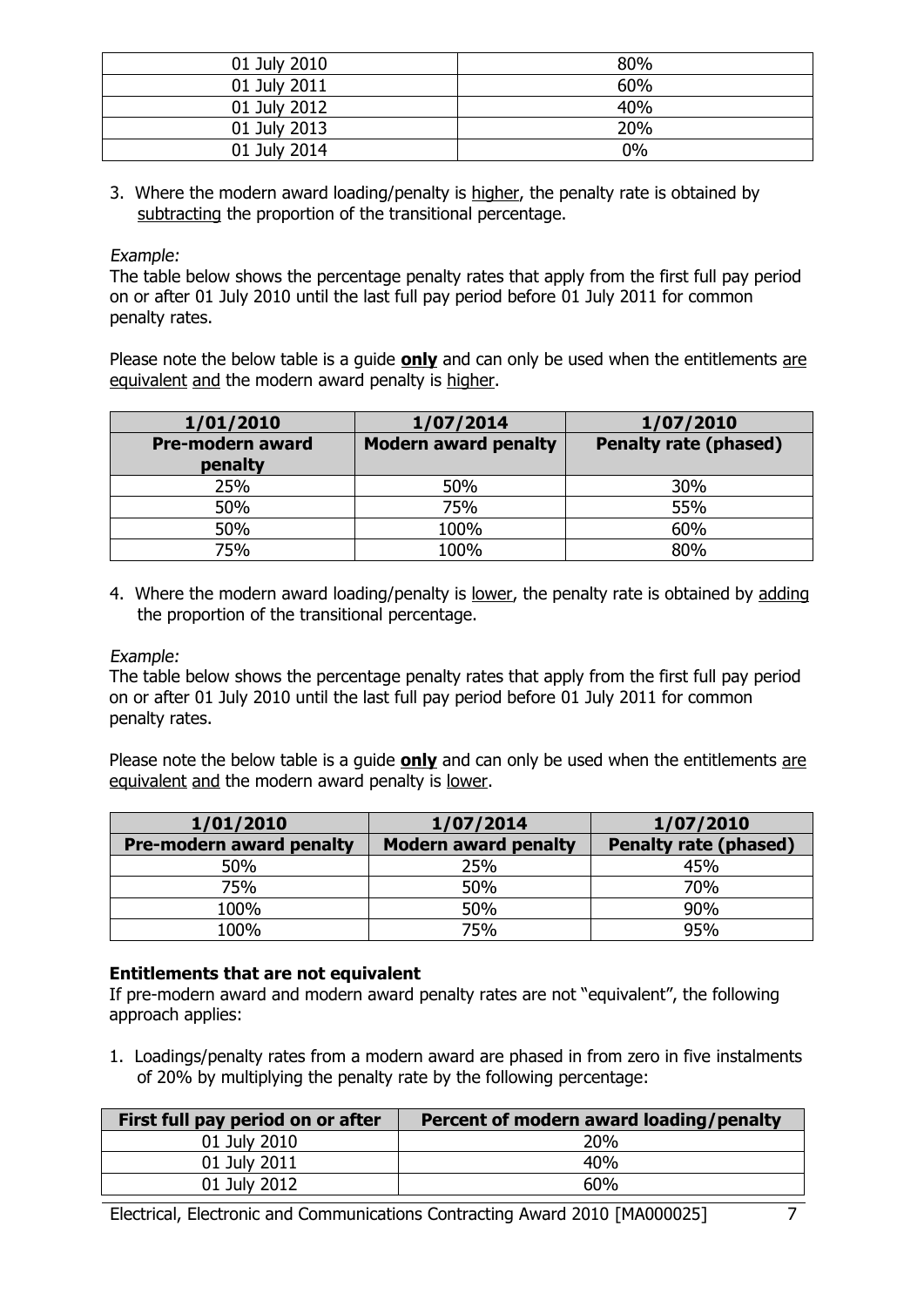| 01 July 2010 | 80% |
| --- | --- |
| 01 July 2011 | 60% |
| 01 July 2012 | 40% |
| 01 July 2013 | 20% |
| 01 July 2014 | 0% |

3. Where the modern award loading/penalty is higher, the penalty rate is obtained by subtracting the proportion of the transitional percentage.

*Example:*

The table below shows the percentage penalty rates that apply from the first full pay period on or after 01 July 2010 until the last full pay period before 01 July 2011 for common penalty rates.

Please note the below table is a guide **only** and can only be used when the entitlements are equivalent and the modern award penalty is higher.

| 1/01/2010 | 1/07/2014 | 1/07/2010 |
| --- | --- | --- |
| **Pre-modern award penalty** | **Modern award penalty** | **Penalty rate (phased)** |
| 25% | 50% | 30% |
| 50% | 75% | 55% |
| 50% | 100% | 60% |
| 75% | 100% | 80% |

4. Where the modern award loading/penalty is lower, the penalty rate is obtained by adding the proportion of the transitional percentage.

*Example:*

The table below shows the percentage penalty rates that apply from the first full pay period on or after 01 July 2010 until the last full pay period before 01 July 2011 for common penalty rates.

Please note the below table is a guide **only** and can only be used when the entitlements are equivalent and the modern award penalty is lower.

| 1/01/2010 | 1/07/2014 | 1/07/2010 |
| --- | --- | --- |
| **Pre-modern award penalty** | **Modern award penalty** | **Penalty rate (phased)** |
| 50% | 25% | 45% |
| 75% | 50% | 70% |
| 100% | 50% | 90% |
| 100% | 75% | 95% |

**Entitlements that are not equivalent**

If pre-modern award and modern award penalty rates are not "equivalent", the following approach applies:

1. Loadings/penalty rates from a modern award are phased in from zero in five instalments of 20% by multiplying the penalty rate by the following percentage:

| First full pay period on or after | Percent of modern award loading/penalty |
| --- | --- |
| 01 July 2010 | 20% |
| 01 July 2011 | 40% |
| 01 July 2012 | 60% |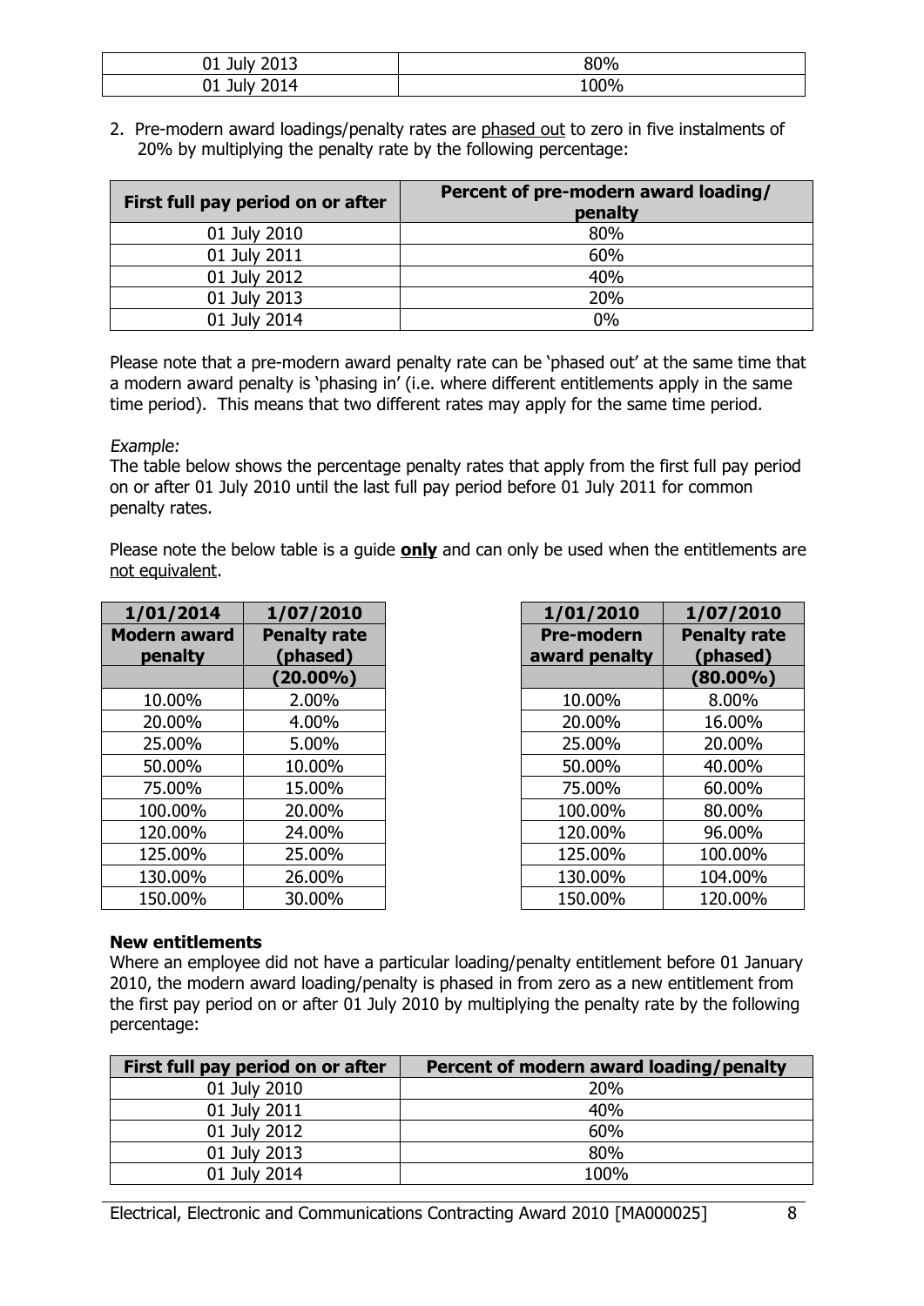| | |
|---|---|
| 01 July 2013 | 80% |
| 01 July 2014 | 100% |

2. Pre-modern award loadings/penalty rates are phased out to zero in five instalments of 20% by multiplying the penalty rate by the following percentage:

| First full pay period on or after | Percent of pre-modern award loading/ penalty |
|---|---|
| 01 July 2010 | 80% |
| 01 July 2011 | 60% |
| 01 July 2012 | 40% |
| 01 July 2013 | 20% |
| 01 July 2014 | 0% |

Please note that a pre-modern award penalty rate can be 'phased out' at the same time that a modern award penalty is 'phasing in' (i.e. where different entitlements apply in the same time period). This means that two different rates may apply for the same time period.

*Example:*
The table below shows the percentage penalty rates that apply from the first full pay period on or after 01 July 2010 until the last full pay period before 01 July 2011 for common penalty rates.

Please note the below table is a guide **only** and can only be used when the entitlements are not equivalent.

| 1/01/2014 | 1/07/2010 |
|---|---|
| **Modern award penalty** | **Penalty rate (phased)** |
| | **(20.00%)** |
| 10.00% | 2.00% |
| 20.00% | 4.00% |
| 25.00% | 5.00% |
| 50.00% | 10.00% |
| 75.00% | 15.00% |
| 100.00% | 20.00% |
| 120.00% | 24.00% |
| 125.00% | 25.00% |
| 130.00% | 26.00% |
| 150.00% | 30.00% |

| 1/01/2010 | 1/07/2010 |
|---|---|
| **Pre-modern award penalty** | **Penalty rate (phased)** |
| | **(80.00%)** |
| 10.00% | 8.00% |
| 20.00% | 16.00% |
| 25.00% | 20.00% |
| 50.00% | 40.00% |
| 75.00% | 60.00% |
| 100.00% | 80.00% |
| 120.00% | 96.00% |
| 125.00% | 100.00% |
| 130.00% | 104.00% |
| 150.00% | 120.00% |

**New entitlements**
Where an employee did not have a particular loading/penalty entitlement before 01 January 2010, the modern award loading/penalty is phased in from zero as a new entitlement from the first pay period on or after 01 July 2010 by multiplying the penalty rate by the following percentage:

| First full pay period on or after | Percent of modern award loading/penalty |
|---|---|
| 01 July 2010 | 20% |
| 01 July 2011 | 40% |
| 01 July 2012 | 60% |
| 01 July 2013 | 80% |
| 01 July 2014 | 100% |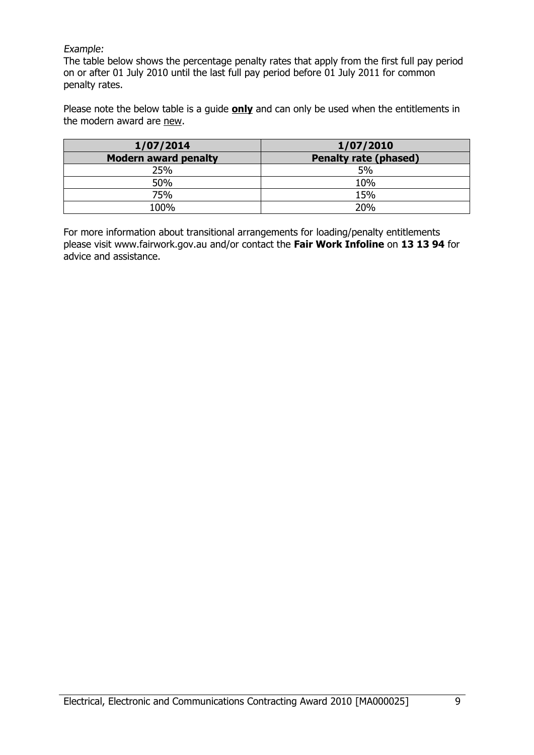*Example:*

The table below shows the percentage penalty rates that apply from the first full pay period on or after 01 July 2010 until the last full pay period before 01 July 2011 for common penalty rates.

Please note the below table is a guide **only** and can only be used when the entitlements in the modern award are <u>new</u>.

| **1/07/2014** | **1/07/2010** |
| --- | --- |
| **Modern award penalty** | **Penalty rate (phased)** |
| 25% | 5% |
| 50% | 10% |
| 75% | 15% |
| 100% | 20% |

For more information about transitional arrangements for loading/penalty entitlements please visit www.fairwork.gov.au and/or contact the **Fair Work Infoline** on **13 13 94** for advice and assistance.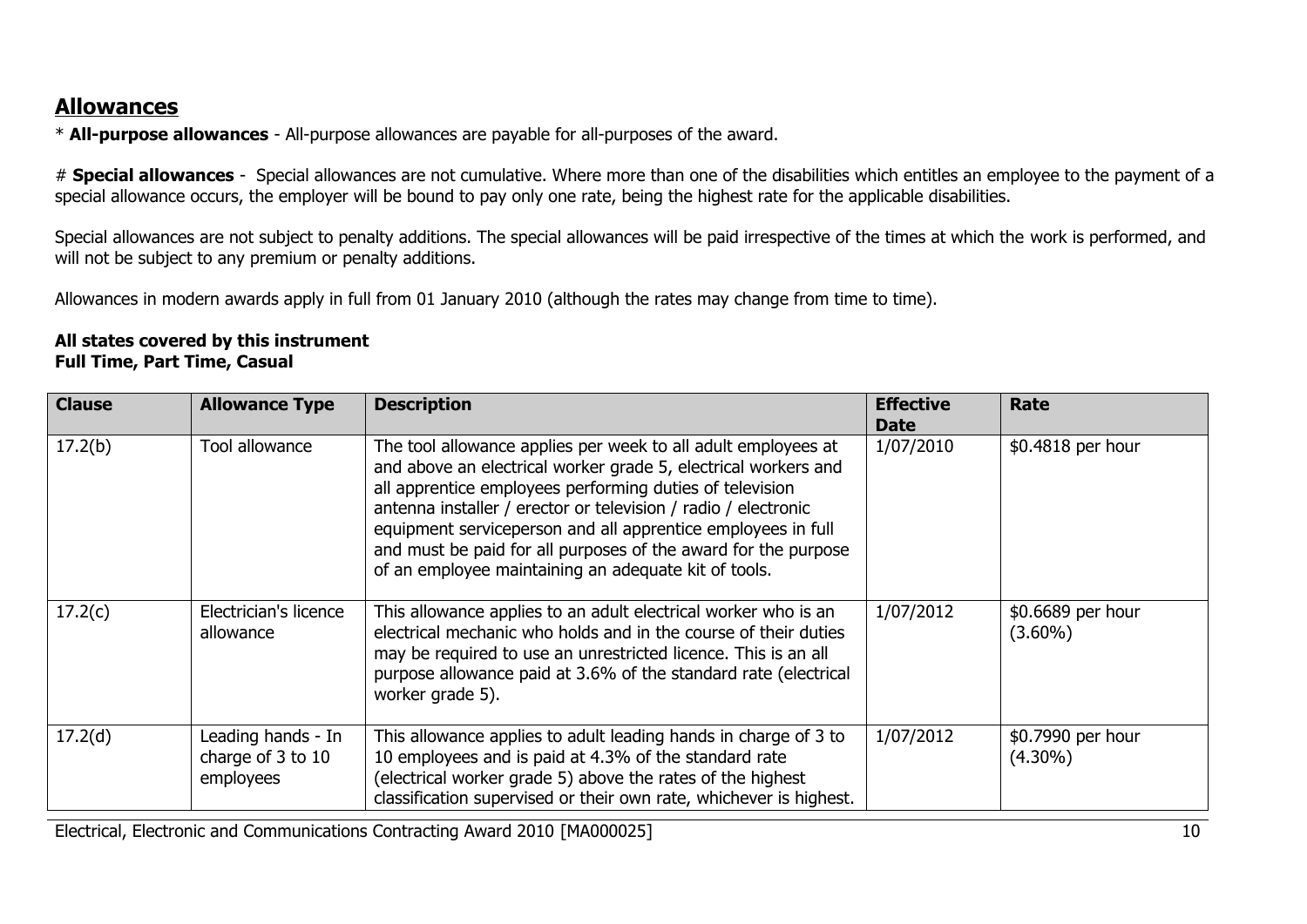## Allowances

\* **All-purpose allowances** - All-purpose allowances are payable for all-purposes of the award.

# **Special allowances** - Special allowances are not cumulative. Where more than one of the disabilities which entitles an employee to the payment of a special allowance occurs, the employer will be bound to pay only one rate, being the highest rate for the applicable disabilities.

Special allowances are not subject to penalty additions. The special allowances will be paid irrespective of the times at which the work is performed, and will not be subject to any premium or penalty additions.

Allowances in modern awards apply in full from 01 January 2010 (although the rates may change from time to time).

**All states covered by this instrument**
**Full Time, Part Time, Casual**

| Clause | Allowance Type | Description | Effective Date | Rate |
|---|---|---|---|---|
| 17.2(b) | Tool allowance | The tool allowance applies per week to all adult employees at and above an electrical worker grade 5, electrical workers and all apprentice employees performing duties of television antenna installer / erector or television / radio / electronic equipment serviceperson and all apprentice employees in full and must be paid for all purposes of the award for the purpose of an employee maintaining an adequate kit of tools. | 1/07/2010 | $0.4818 per hour |
| 17.2(c) | Electrician's licence allowance | This allowance applies to an adult electrical worker who is an electrical mechanic who holds and in the course of their duties may be required to use an unrestricted licence. This is an all purpose allowance paid at 3.6% of the standard rate (electrical worker grade 5). | 1/07/2012 | $0.6689 per hour (3.60%) |
| 17.2(d) | Leading hands - In charge of 3 to 10 employees | This allowance applies to adult leading hands in charge of 3 to 10 employees and is paid at 4.3% of the standard rate (electrical worker grade 5) above the rates of the highest classification supervised or their own rate, whichever is highest. | 1/07/2012 | $0.7990 per hour (4.30%) |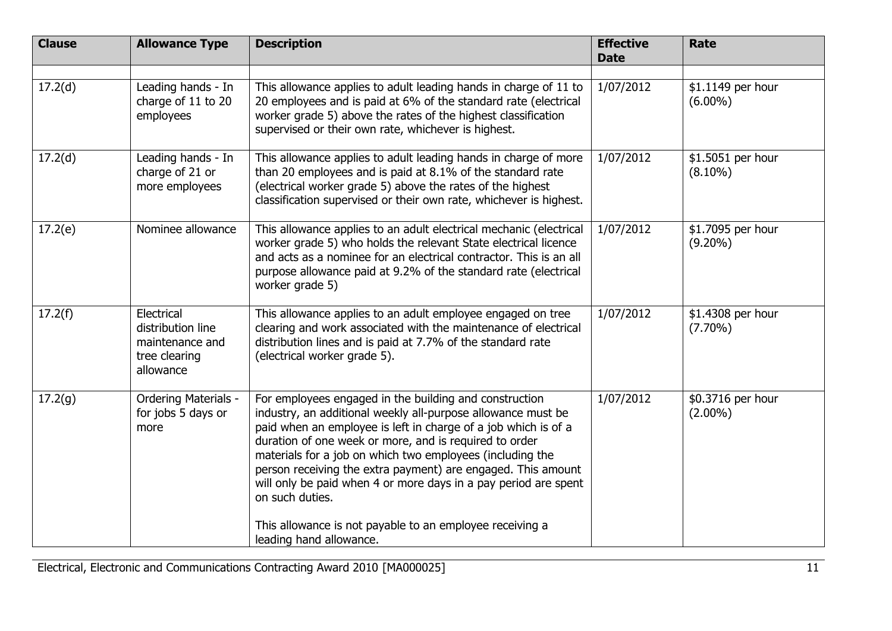| Clause | Allowance Type | Description | Effective Date | Rate |
|---|---|---|---|---|
| | | | | |
| 17.2(d) | Leading hands - In charge of 11 to 20 employees | This allowance applies to adult leading hands in charge of 11 to 20 employees and is paid at 6% of the standard rate (electrical worker grade 5) above the rates of the highest classification supervised or their own rate, whichever is highest. | 1/07/2012 | $1.1149 per hour (6.00%) |
| 17.2(d) | Leading hands - In charge of 21 or more employees | This allowance applies to adult leading hands in charge of more than 20 employees and is paid at 8.1% of the standard rate (electrical worker grade 5) above the rates of the highest classification supervised or their own rate, whichever is highest. | 1/07/2012 | $1.5051 per hour (8.10%) |
| 17.2(e) | Nominee allowance | This allowance applies to an adult electrical mechanic (electrical worker grade 5) who holds the relevant State electrical licence and acts as a nominee for an electrical contractor. This is an all purpose allowance paid at 9.2% of the standard rate (electrical worker grade 5) | 1/07/2012 | $1.7095 per hour (9.20%) |
| 17.2(f) | Electrical distribution line maintenance and tree clearing allowance | This allowance applies to an adult employee engaged on tree clearing and work associated with the maintenance of electrical distribution lines and is paid at 7.7% of the standard rate (electrical worker grade 5). | 1/07/2012 | $1.4308 per hour (7.70%) |
| 17.2(g) | Ordering Materials - for jobs 5 days or more | For employees engaged in the building and construction industry, an additional weekly all-purpose allowance must be paid when an employee is left in charge of a job which is of a duration of one week or more, and is required to order materials for a job on which two employees (including the person receiving the extra payment) are engaged. This amount will only be paid when 4 or more days in a pay period are spent on such duties. <br><br> This allowance is not payable to an employee receiving a leading hand allowance. | 1/07/2012 | $0.3716 per hour (2.00%) |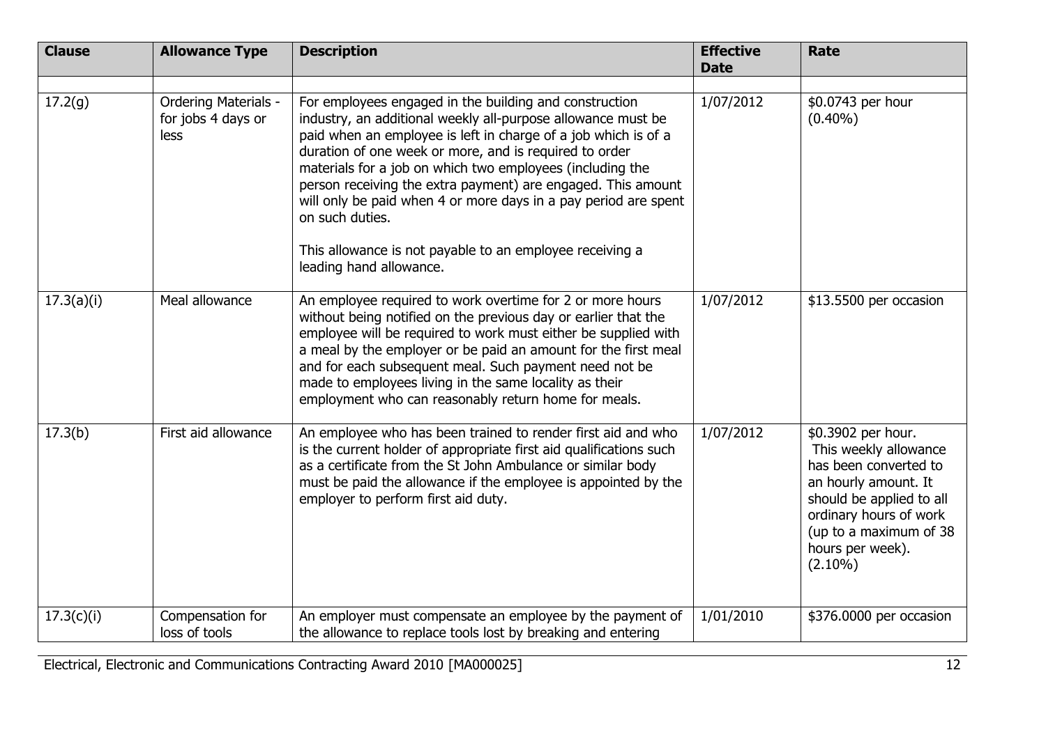| Clause | Allowance Type | Description | Effective Date | Rate |
|---|---|---|---|---|
| | | | | |
| 17.2(g) | Ordering Materials - for jobs 4 days or less | For employees engaged in the building and construction industry, an additional weekly all-purpose allowance must be paid when an employee is left in charge of a job which is of a duration of one week or more, and is required to order materials for a job on which two employees (including the person receiving the extra payment) are engaged. This amount will only be paid when 4 or more days in a pay period are spent on such duties.<br><br>This allowance is not payable to an employee receiving a leading hand allowance. | 1/07/2012 | $0.0743 per hour (0.40%) |
| 17.3(a)(i) | Meal allowance | An employee required to work overtime for 2 or more hours without being notified on the previous day or earlier that the employee will be required to work must either be supplied with a meal by the employer or be paid an amount for the first meal and for each subsequent meal. Such payment need not be made to employees living in the same locality as their employment who can reasonably return home for meals. | 1/07/2012 | $13.5500 per occasion |
| 17.3(b) | First aid allowance | An employee who has been trained to render first aid and who is the current holder of appropriate first aid qualifications such as a certificate from the St John Ambulance or similar body must be paid the allowance if the employee is appointed by the employer to perform first aid duty. | 1/07/2012 | $0.3902 per hour. This weekly allowance has been converted to an hourly amount. It should be applied to all ordinary hours of work (up to a maximum of 38 hours per week). (2.10%) |
| 17.3(c)(i) | Compensation for loss of tools | An employer must compensate an employee by the payment of the allowance to replace tools lost by breaking and entering | 1/01/2010 | $376.0000 per occasion |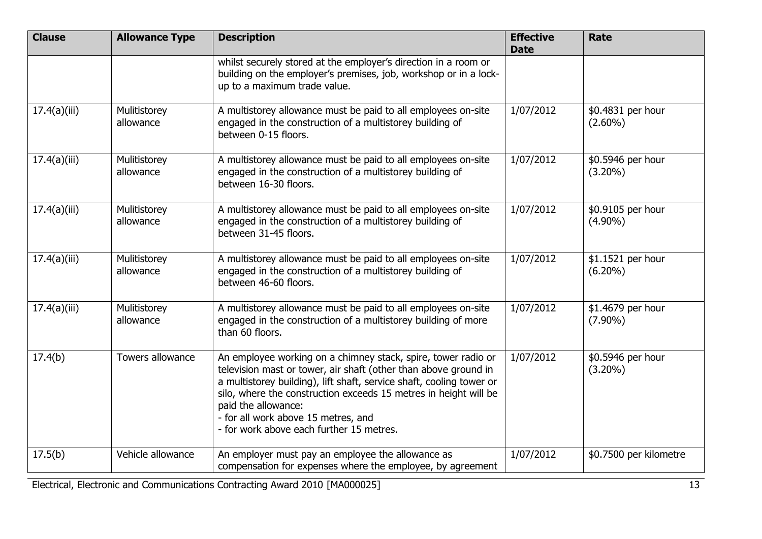| Clause | Allowance Type | Description | Effective Date | Rate |
|---|---|---|---|---|
| | | whilst securely stored at the employer's direction in a room or building on the employer's premises, job, workshop or in a lock-up to a maximum trade value. | | |
| 17.4(a)(iii) | Mulitistorey allowance | A multistorey allowance must be paid to all employees on-site engaged in the construction of a multistorey building of between 0-15 floors. | 1/07/2012 | \$0.4831 per hour (2.60%) |
| 17.4(a)(iii) | Mulitistorey allowance | A multistorey allowance must be paid to all employees on-site engaged in the construction of a multistorey building of between 16-30 floors. | 1/07/2012 | \$0.5946 per hour (3.20%) |
| 17.4(a)(iii) | Mulitistorey allowance | A multistorey allowance must be paid to all employees on-site engaged in the construction of a multistorey building of between 31-45 floors. | 1/07/2012 | \$0.9105 per hour (4.90%) |
| 17.4(a)(iii) | Mulitistorey allowance | A multistorey allowance must be paid to all employees on-site engaged in the construction of a multistorey building of between 46-60 floors. | 1/07/2012 | \$1.1521 per hour (6.20%) |
| 17.4(a)(iii) | Mulitistorey allowance | A multistorey allowance must be paid to all employees on-site engaged in the construction of a multistorey building of more than 60 floors. | 1/07/2012 | \$1.4679 per hour (7.90%) |
| 17.4(b) | Towers allowance | An employee working on a chimney stack, spire, tower radio or television mast or tower, air shaft (other than above ground in a multistorey building), lift shaft, service shaft, cooling tower or silo, where the construction exceeds 15 metres in height will be paid the allowance:<br>- for all work above 15 metres, and<br>- for work above each further 15 metres. | 1/07/2012 | \$0.5946 per hour (3.20%) |
| 17.5(b) | Vehicle allowance | An employer must pay an employee the allowance as compensation for expenses where the employee, by agreement | 1/07/2012 | \$0.7500 per kilometre |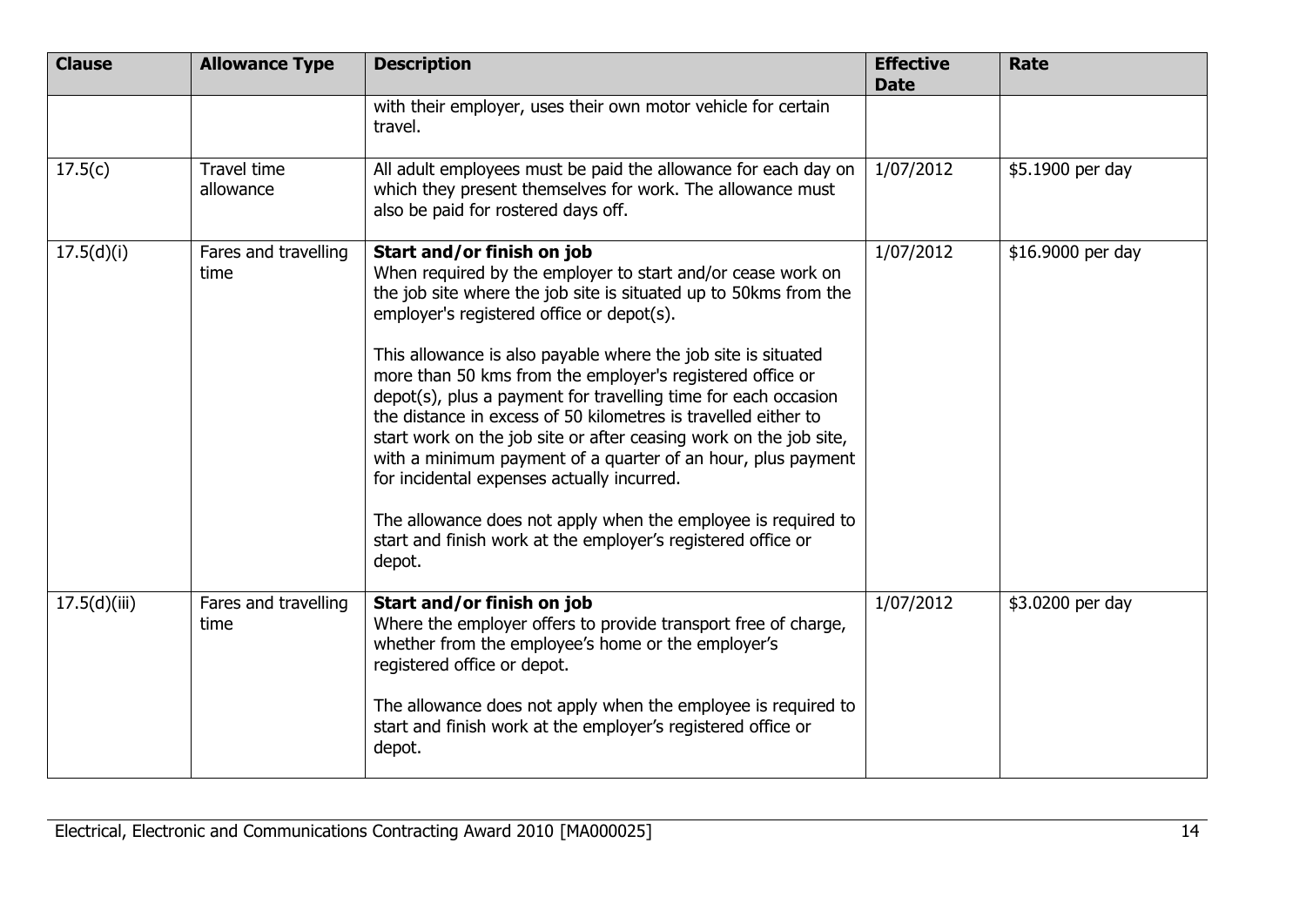| Clause | Allowance Type | Description | Effective Date | Rate |
|---|---|---|---|---|
| | | with their employer, uses their own motor vehicle for certain travel. | | |
| 17.5(c) | Travel time allowance | All adult employees must be paid the allowance for each day on which they present themselves for work. The allowance must also be paid for rostered days off. | 1/07/2012 | $5.1900 per day |
| 17.5(d)(i) | Fares and travelling time | **Start and/or finish on job** When required by the employer to start and/or cease work on the job site where the job site is situated up to 50kms from the employer's registered office or depot(s). This allowance is also payable where the job site is situated more than 50 kms from the employer's registered office or depot(s), plus a payment for travelling time for each occasion the distance in excess of 50 kilometres is travelled either to start work on the job site or after ceasing work on the job site, with a minimum payment of a quarter of an hour, plus payment for incidental expenses actually incurred. The allowance does not apply when the employee is required to start and finish work at the employer's registered office or depot. | 1/07/2012 | $16.9000 per day |
| 17.5(d)(iii) | Fares and travelling time | **Start and/or finish on job** Where the employer offers to provide transport free of charge, whether from the employee's home or the employer's registered office or depot. The allowance does not apply when the employee is required to start and finish work at the employer's registered office or depot. | 1/07/2012 | $3.0200 per day |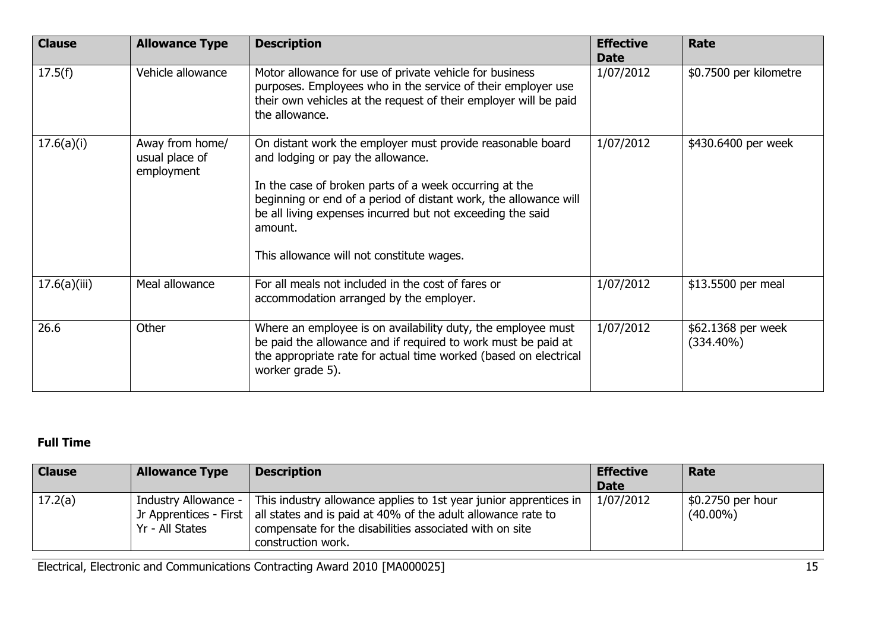| Clause | Allowance Type | Description | Effective Date | Rate |
| --- | --- | --- | --- | --- |
| 17.5(f) | Vehicle allowance | Motor allowance for use of private vehicle for business purposes. Employees who in the service of their employer use their own vehicles at the request of their employer will be paid the allowance. | 1/07/2012 | $0.7500 per kilometre |
| 17.6(a)(i) | Away from home/ usual place of employment | On distant work the employer must provide reasonable board and lodging or pay the allowance.<br><br>In the case of broken parts of a week occurring at the beginning or end of a period of distant work, the allowance will be all living expenses incurred but not exceeding the said amount.<br><br>This allowance will not constitute wages. | 1/07/2012 | $430.6400 per week |
| 17.6(a)(iii) | Meal allowance | For all meals not included in the cost of fares or accommodation arranged by the employer. | 1/07/2012 | $13.5500 per meal |
| 26.6 | Other | Where an employee is on availability duty, the employee must be paid the allowance and if required to work must be paid at the appropriate rate for actual time worked (based on electrical worker grade 5). | 1/07/2012 | $62.1368 per week (334.40%) |

**Full Time**

| Clause | Allowance Type | Description | Effective Date | Rate |
| --- | --- | --- | --- | --- |
| 17.2(a) | Industry Allowance - Jr Apprentices - First Yr - All States | This industry allowance applies to 1st year junior apprentices in all states and is paid at 40% of the adult allowance rate to compensate for the disabilities associated with on site construction work. | 1/07/2012 | $0.2750 per hour (40.00%) |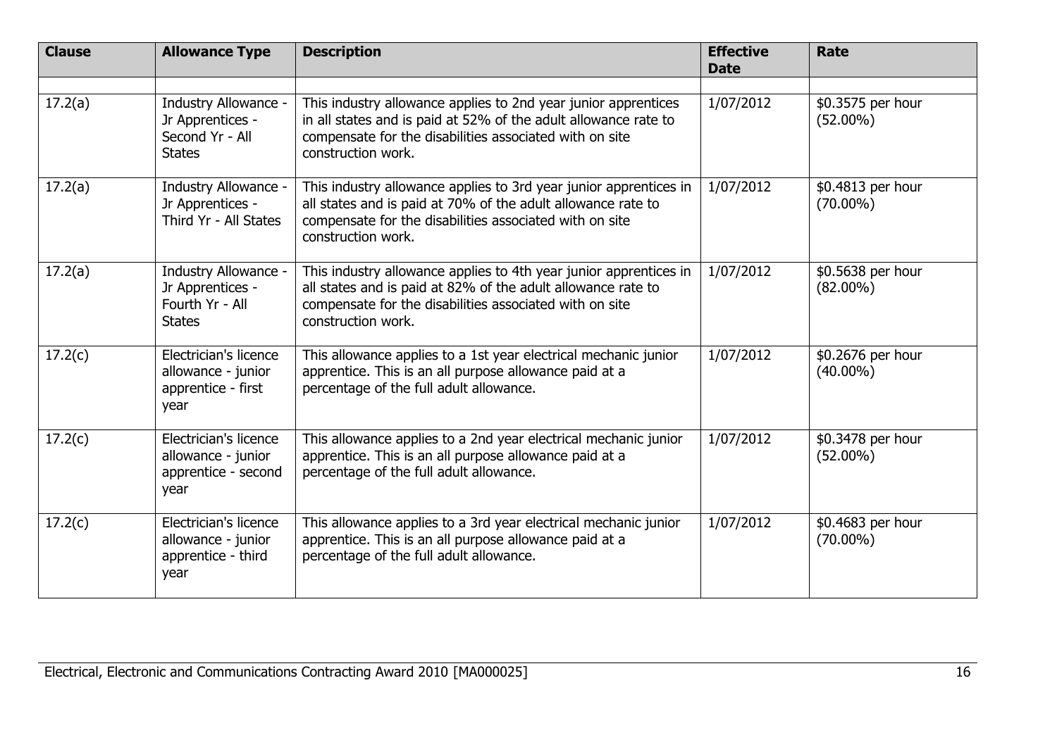| Clause | Allowance Type | Description | Effective Date | Rate |
|---|---|---|---|---|
| | | | | |
| 17.2(a) | Industry Allowance - Jr Apprentices - Second Yr - All States | This industry allowance applies to 2nd year junior apprentices in all states and is paid at 52% of the adult allowance rate to compensate for the disabilities associated with on site construction work. | 1/07/2012 | $0.3575 per hour (52.00%) |
| 17.2(a) | Industry Allowance - Jr Apprentices - Third Yr - All States | This industry allowance applies to 3rd year junior apprentices in all states and is paid at 70% of the adult allowance rate to compensate for the disabilities associated with on site construction work. | 1/07/2012 | $0.4813 per hour (70.00%) |
| 17.2(a) | Industry Allowance - Jr Apprentices - Fourth Yr - All States | This industry allowance applies to 4th year junior apprentices in all states and is paid at 82% of the adult allowance rate to compensate for the disabilities associated with on site construction work. | 1/07/2012 | $0.5638 per hour (82.00%) |
| 17.2(c) | Electrician's licence allowance - junior apprentice - first year | This allowance applies to a 1st year electrical mechanic junior apprentice. This is an all purpose allowance paid at a percentage of the full adult allowance. | 1/07/2012 | $0.2676 per hour (40.00%) |
| 17.2(c) | Electrician's licence allowance - junior apprentice - second year | This allowance applies to a 2nd year electrical mechanic junior apprentice. This is an all purpose allowance paid at a percentage of the full adult allowance. | 1/07/2012 | $0.3478 per hour (52.00%) |
| 17.2(c) | Electrician's licence allowance - junior apprentice - third year | This allowance applies to a 3rd year electrical mechanic junior apprentice. This is an all purpose allowance paid at a percentage of the full adult allowance. | 1/07/2012 | $0.4683 per hour (70.00%) |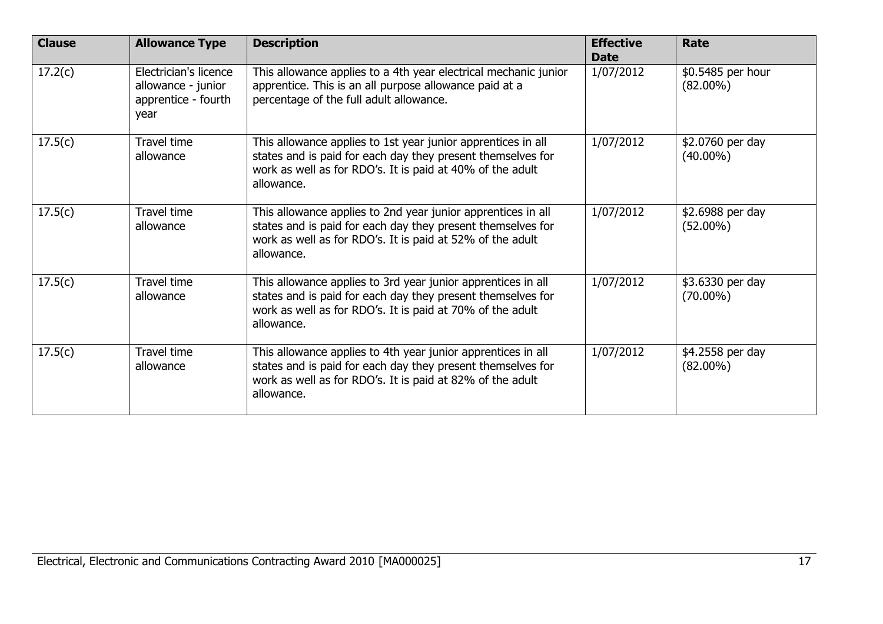| Clause | Allowance Type | Description | Effective Date | Rate |
|---|---|---|---|---|
| 17.2(c) | Electrician's licence allowance - junior apprentice - fourth year | This allowance applies to a 4th year electrical mechanic junior apprentice. This is an all purpose allowance paid at a percentage of the full adult allowance. | 1/07/2012 | $0.5485 per hour (82.00%) |
| 17.5(c) | Travel time allowance | This allowance applies to 1st year junior apprentices in all states and is paid for each day they present themselves for work as well as for RDO's. It is paid at 40% of the adult allowance. | 1/07/2012 | $2.0760 per day (40.00%) |
| 17.5(c) | Travel time allowance | This allowance applies to 2nd year junior apprentices in all states and is paid for each day they present themselves for work as well as for RDO's. It is paid at 52% of the adult allowance. | 1/07/2012 | $2.6988 per day (52.00%) |
| 17.5(c) | Travel time allowance | This allowance applies to 3rd year junior apprentices in all states and is paid for each day they present themselves for work as well as for RDO's. It is paid at 70% of the adult allowance. | 1/07/2012 | $3.6330 per day (70.00%) |
| 17.5(c) | Travel time allowance | This allowance applies to 4th year junior apprentices in all states and is paid for each day they present themselves for work as well as for RDO's. It is paid at 82% of the adult allowance. | 1/07/2012 | $4.2558 per day (82.00%) |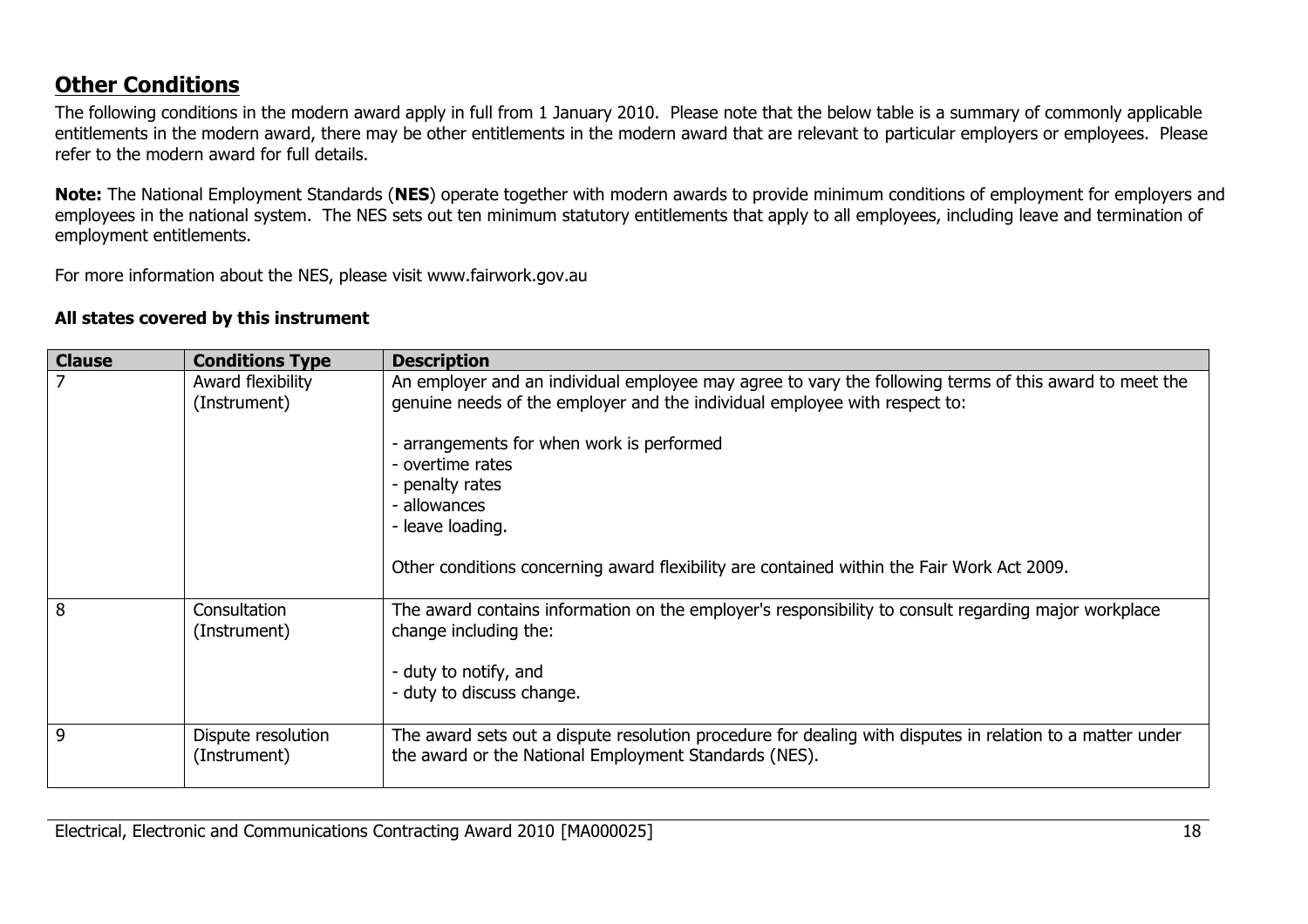## Other Conditions

The following conditions in the modern award apply in full from 1 January 2010. Please note that the below table is a summary of commonly applicable entitlements in the modern award, there may be other entitlements in the modern award that are relevant to particular employers or employees. Please refer to the modern award for full details.

**Note:** The National Employment Standards (**NES**) operate together with modern awards to provide minimum conditions of employment for employers and employees in the national system. The NES sets out ten minimum statutory entitlements that apply to all employees, including leave and termination of employment entitlements.

For more information about the NES, please visit www.fairwork.gov.au

**All states covered by this instrument**

| Clause | Conditions Type | Description |
|---|---|---|
| 7 | Award flexibility (Instrument) | An employer and an individual employee may agree to vary the following terms of this award to meet the genuine needs of the employer and the individual employee with respect to:<br><br>- arrangements for when work is performed<br>- overtime rates<br>- penalty rates<br>- allowances<br>- leave loading.<br><br>Other conditions concerning award flexibility are contained within the Fair Work Act 2009. |
| 8 | Consultation (Instrument) | The award contains information on the employer's responsibility to consult regarding major workplace change including the:<br><br>- duty to notify, and<br>- duty to discuss change. |
| 9 | Dispute resolution (Instrument) | The award sets out a dispute resolution procedure for dealing with disputes in relation to a matter under the award or the National Employment Standards (NES). |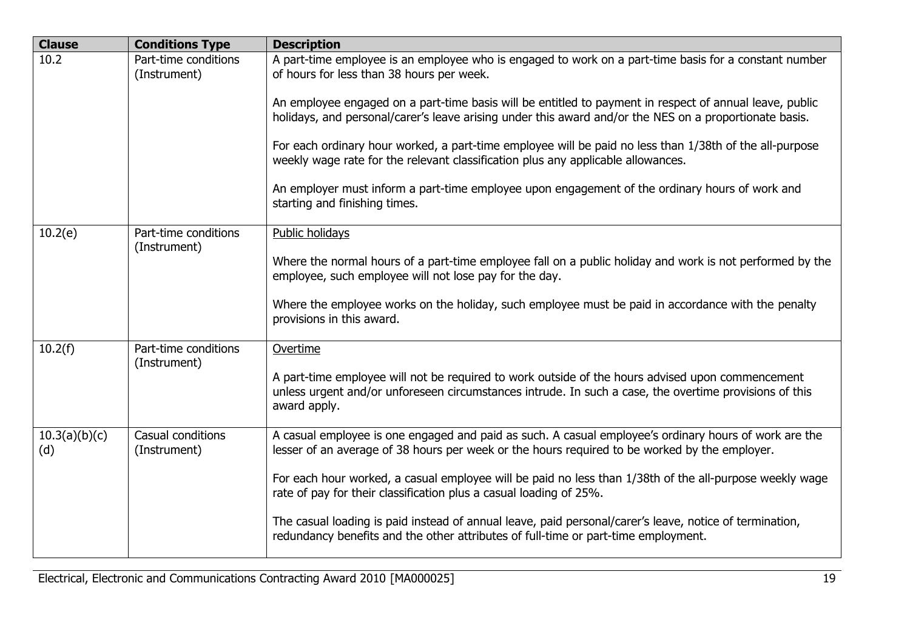| Clause | Conditions Type | Description |
| --- | --- | --- |
| 10.2 | Part-time conditions (Instrument) | A part-time employee is an employee who is engaged to work on a part-time basis for a constant number of hours for less than 38 hours per week.<br><br>An employee engaged on a part-time basis will be entitled to payment in respect of annual leave, public holidays, and personal/carer's leave arising under this award and/or the NES on a proportionate basis.<br><br>For each ordinary hour worked, a part-time employee will be paid no less than 1/38th of the all-purpose weekly wage rate for the relevant classification plus any applicable allowances.<br><br>An employer must inform a part-time employee upon engagement of the ordinary hours of work and starting and finishing times. |
| 10.2(e) | Part-time conditions (Instrument) | Public holidays<br><br>Where the normal hours of a part-time employee fall on a public holiday and work is not performed by the employee, such employee will not lose pay for the day.<br><br>Where the employee works on the holiday, such employee must be paid in accordance with the penalty provisions in this award. |
| 10.2(f) | Part-time conditions (Instrument) | Overtime<br><br>A part-time employee will not be required to work outside of the hours advised upon commencement unless urgent and/or unforeseen circumstances intrude. In such a case, the overtime provisions of this award apply. |
| 10.3(a)(b)(c)(d) | Casual conditions (Instrument) | A casual employee is one engaged and paid as such. A casual employee's ordinary hours of work are the lesser of an average of 38 hours per week or the hours required to be worked by the employer.<br><br>For each hour worked, a casual employee will be paid no less than 1/38th of the all-purpose weekly wage rate of pay for their classification plus a casual loading of 25%.<br><br>The casual loading is paid instead of annual leave, paid personal/carer's leave, notice of termination, redundancy benefits and the other attributes of full-time or part-time employment. |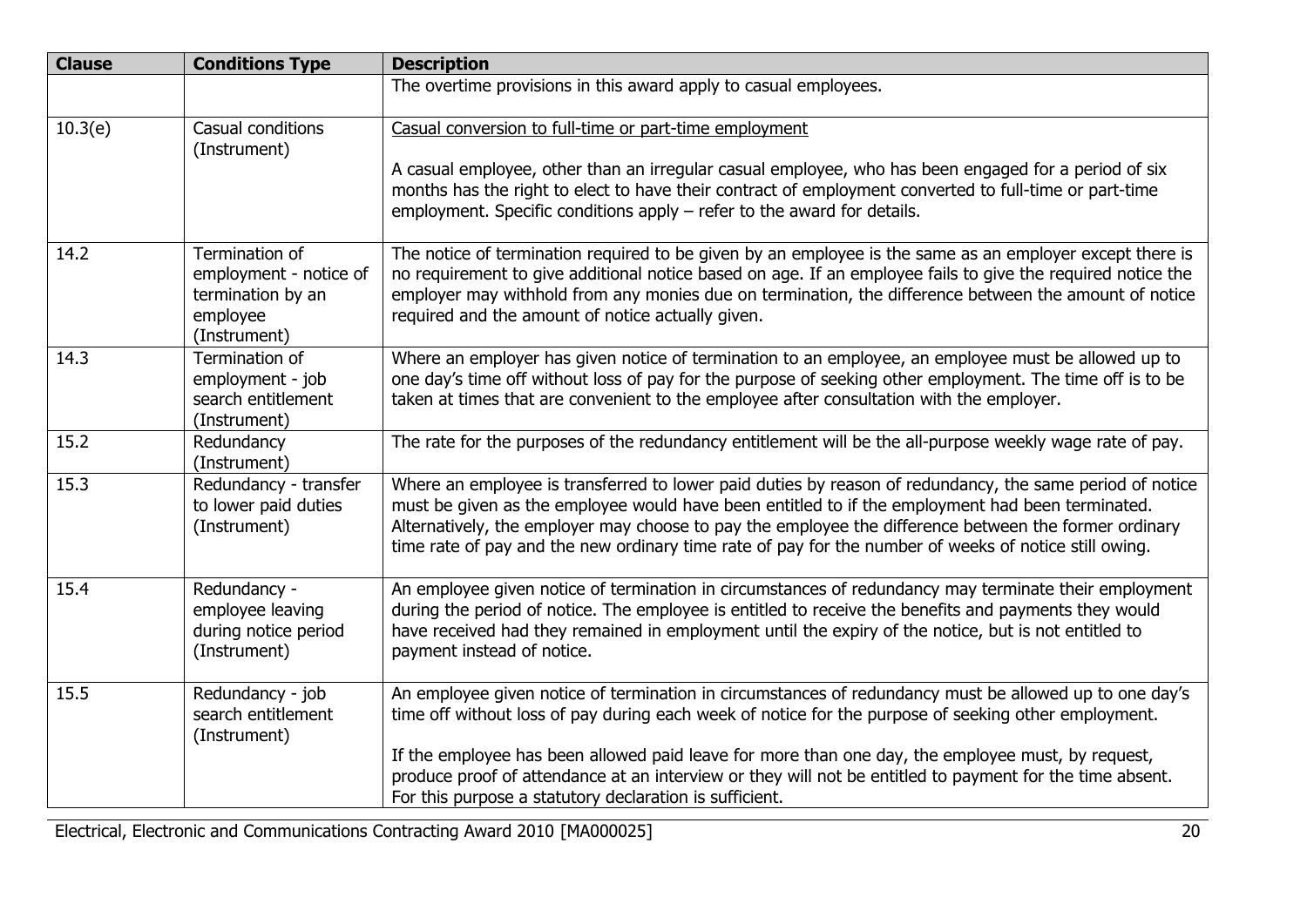| Clause | Conditions Type | Description |
|---|---|---|
| | | The overtime provisions in this award apply to casual employees. |
| 10.3(e) | Casual conditions (Instrument) | Casual conversion to full-time or part-time employment<br><br>A casual employee, other than an irregular casual employee, who has been engaged for a period of six months has the right to elect to have their contract of employment converted to full-time or part-time employment. Specific conditions apply – refer to the award for details. |
| 14.2 | Termination of employment - notice of termination by an employee (Instrument) | The notice of termination required to be given by an employee is the same as an employer except there is no requirement to give additional notice based on age. If an employee fails to give the required notice the employer may withhold from any monies due on termination, the difference between the amount of notice required and the amount of notice actually given. |
| 14.3 | Termination of employment - job search entitlement (Instrument) | Where an employer has given notice of termination to an employee, an employee must be allowed up to one day's time off without loss of pay for the purpose of seeking other employment. The time off is to be taken at times that are convenient to the employee after consultation with the employer. |
| 15.2 | Redundancy (Instrument) | The rate for the purposes of the redundancy entitlement will be the all-purpose weekly wage rate of pay. |
| 15.3 | Redundancy - transfer to lower paid duties (Instrument) | Where an employee is transferred to lower paid duties by reason of redundancy, the same period of notice must be given as the employee would have been entitled to if the employment had been terminated. Alternatively, the employer may choose to pay the employee the difference between the former ordinary time rate of pay and the new ordinary time rate of pay for the number of weeks of notice still owing. |
| 15.4 | Redundancy - employee leaving during notice period (Instrument) | An employee given notice of termination in circumstances of redundancy may terminate their employment during the period of notice. The employee is entitled to receive the benefits and payments they would have received had they remained in employment until the expiry of the notice, but is not entitled to payment instead of notice. |
| 15.5 | Redundancy - job search entitlement (Instrument) | An employee given notice of termination in circumstances of redundancy must be allowed up to one day's time off without loss of pay during each week of notice for the purpose of seeking other employment.<br><br>If the employee has been allowed paid leave for more than one day, the employee must, by request, produce proof of attendance at an interview or they will not be entitled to payment for the time absent. For this purpose a statutory declaration is sufficient. |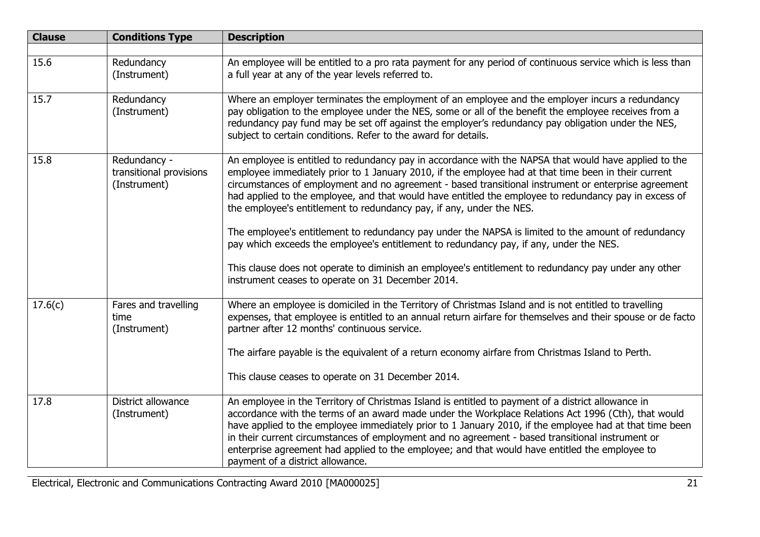| Clause | Conditions Type | Description |
|---|---|---|
| | | |
| 15.6 | Redundancy (Instrument) | An employee will be entitled to a pro rata payment for any period of continuous service which is less than a full year at any of the year levels referred to. |
| 15.7 | Redundancy (Instrument) | Where an employer terminates the employment of an employee and the employer incurs a redundancy pay obligation to the employee under the NES, some or all of the benefit the employee receives from a redundancy pay fund may be set off against the employer's redundancy pay obligation under the NES, subject to certain conditions. Refer to the award for details. |
| 15.8 | Redundancy - transitional provisions (Instrument) | An employee is entitled to redundancy pay in accordance with the NAPSA that would have applied to the employee immediately prior to 1 January 2010, if the employee had at that time been in their current circumstances of employment and no agreement - based transitional instrument or enterprise agreement had applied to the employee, and that would have entitled the employee to redundancy pay in excess of the employee's entitlement to redundancy pay, if any, under the NES.<br><br>The employee's entitlement to redundancy pay under the NAPSA is limited to the amount of redundancy pay which exceeds the employee's entitlement to redundancy pay, if any, under the NES.<br><br>This clause does not operate to diminish an employee's entitlement to redundancy pay under any other instrument ceases to operate on 31 December 2014. |
| 17.6(c) | Fares and travelling time (Instrument) | Where an employee is domiciled in the Territory of Christmas Island and is not entitled to travelling expenses, that employee is entitled to an annual return airfare for themselves and their spouse or de facto partner after 12 months' continuous service.<br><br>The airfare payable is the equivalent of a return economy airfare from Christmas Island to Perth.<br><br>This clause ceases to operate on 31 December 2014. |
| 17.8 | District allowance (Instrument) | An employee in the Territory of Christmas Island is entitled to payment of a district allowance in accordance with the terms of an award made under the Workplace Relations Act 1996 (Cth), that would have applied to the employee immediately prior to 1 January 2010, if the employee had at that time been in their current circumstances of employment and no agreement - based transitional instrument or enterprise agreement had applied to the employee; and that would have entitled the employee to payment of a district allowance. |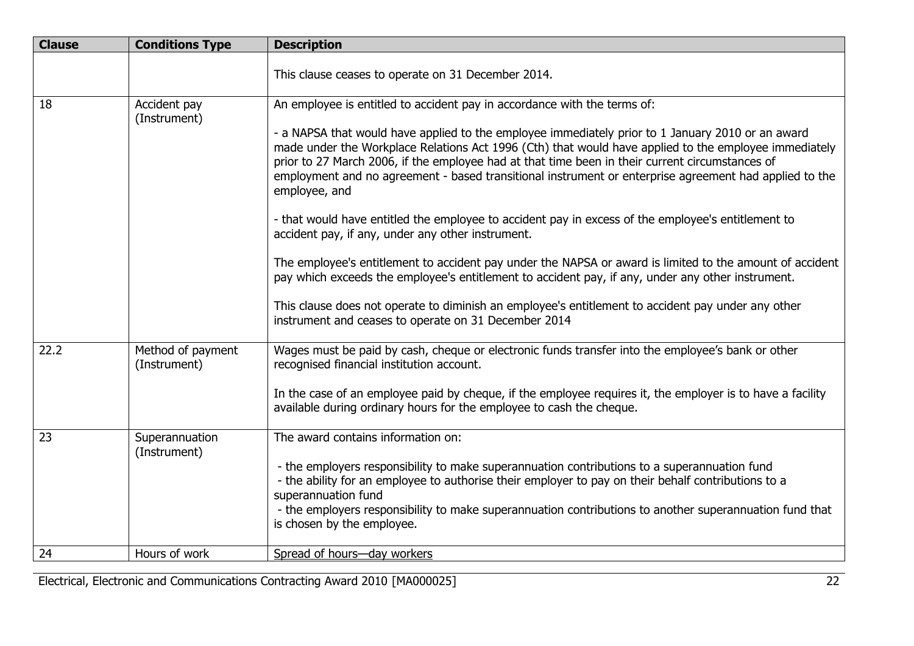| Clause | Conditions Type | Description |
| --- | --- | --- |
| | | This clause ceases to operate on 31 December 2014. |
| 18 | Accident pay (Instrument) | An employee is entitled to accident pay in accordance with the terms of:<br><br>- a NAPSA that would have applied to the employee immediately prior to 1 January 2010 or an award made under the Workplace Relations Act 1996 (Cth) that would have applied to the employee immediately prior to 27 March 2006, if the employee had at that time been in their current circumstances of employment and no agreement - based transitional instrument or enterprise agreement had applied to the employee, and<br><br>- that would have entitled the employee to accident pay in excess of the employee's entitlement to accident pay, if any, under any other instrument.<br><br>The employee's entitlement to accident pay under the NAPSA or award is limited to the amount of accident pay which exceeds the employee's entitlement to accident pay, if any, under any other instrument.<br><br>This clause does not operate to diminish an employee's entitlement to accident pay under any other instrument and ceases to operate on 31 December 2014 |
| 22.2 | Method of payment (Instrument) | Wages must be paid by cash, cheque or electronic funds transfer into the employee's bank or other recognised financial institution account.<br><br>In the case of an employee paid by cheque, if the employee requires it, the employer is to have a facility available during ordinary hours for the employee to cash the cheque. |
| 23 | Superannuation (Instrument) | The award contains information on:<br><br>- the employers responsibility to make superannuation contributions to a superannuation fund<br>- the ability for an employee to authorise their employer to pay on their behalf contributions to a superannuation fund<br>- the employers responsibility to make superannuation contributions to another superannuation fund that is chosen by the employee. |
| 24 | Hours of work | Spread of hours—day workers |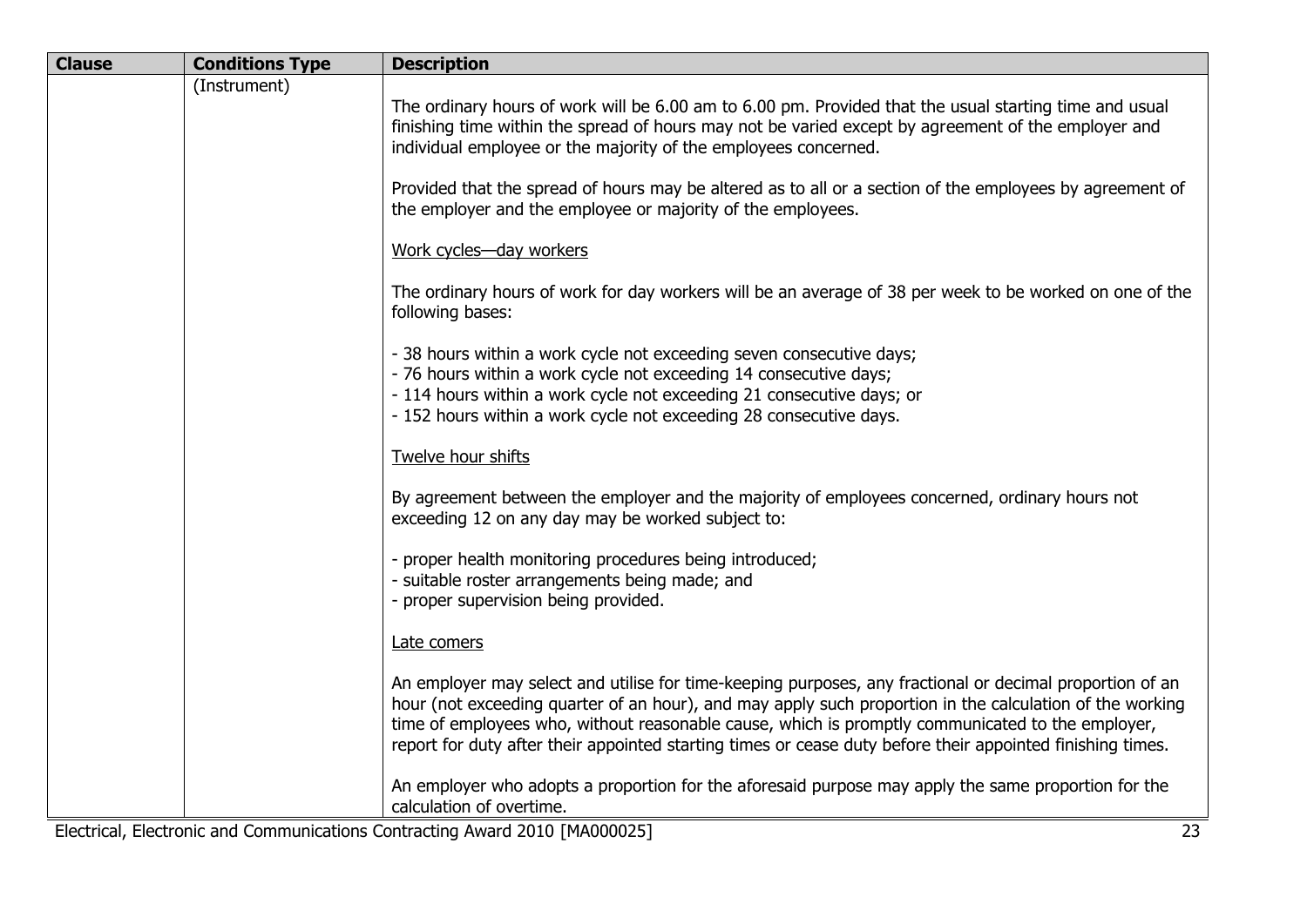| Clause | Conditions Type | Description |
|---|---|---|
| | (Instrument) | The ordinary hours of work will be 6.00 am to 6.00 pm. Provided that the usual starting time and usual finishing time within the spread of hours may not be varied except by agreement of the employer and individual employee or the majority of the employees concerned.<br><br>Provided that the spread of hours may be altered as to all or a section of the employees by agreement of the employer and the employee or majority of the employees.<br><br><u>Work cycles—day workers</u><br><br>The ordinary hours of work for day workers will be an average of 38 per week to be worked on one of the following bases:<br><br>- 38 hours within a work cycle not exceeding seven consecutive days;<br>- 76 hours within a work cycle not exceeding 14 consecutive days;<br>- 114 hours within a work cycle not exceeding 21 consecutive days; or<br>- 152 hours within a work cycle not exceeding 28 consecutive days.<br><br><u>Twelve hour shifts</u><br><br>By agreement between the employer and the majority of employees concerned, ordinary hours not exceeding 12 on any day may be worked subject to:<br><br>- proper health monitoring procedures being introduced;<br>- suitable roster arrangements being made; and<br>- proper supervision being provided.<br><br><u>Late comers</u><br><br>An employer may select and utilise for time-keeping purposes, any fractional or decimal proportion of an hour (not exceeding quarter of an hour), and may apply such proportion in the calculation of the working time of employees who, without reasonable cause, which is promptly communicated to the employer, report for duty after their appointed starting times or cease duty before their appointed finishing times.<br><br>An employer who adopts a proportion for the aforesaid purpose may apply the same proportion for the calculation of overtime. |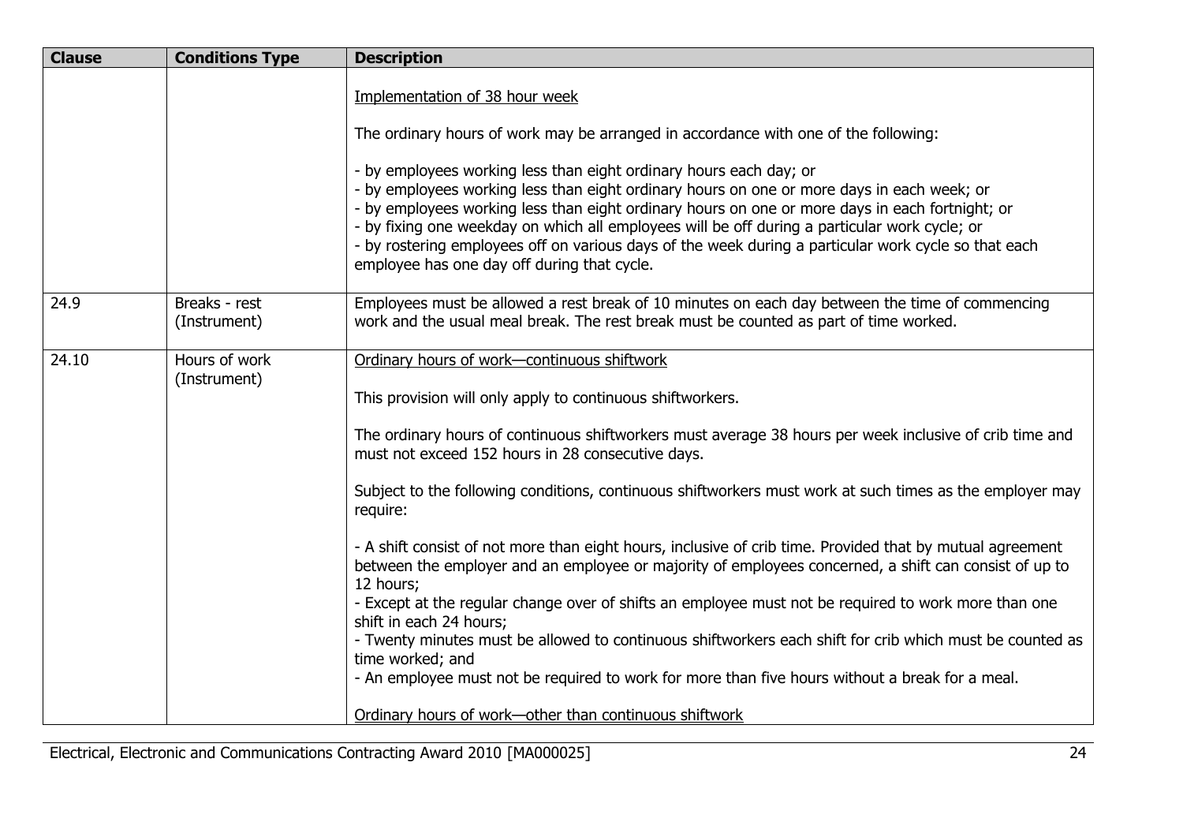| Clause | Conditions Type | Description |
| --- | --- | --- |
| | | Implementation of 38 hour week<br><br>The ordinary hours of work may be arranged in accordance with one of the following:<br><br>- by employees working less than eight ordinary hours each day; or<br>- by employees working less than eight ordinary hours on one or more days in each week; or<br>- by employees working less than eight ordinary hours on one or more days in each fortnight; or<br>- by fixing one weekday on which all employees will be off during a particular work cycle; or<br>- by rostering employees off on various days of the week during a particular work cycle so that each employee has one day off during that cycle. |
| 24.9 | Breaks - rest (Instrument) | Employees must be allowed a rest break of 10 minutes on each day between the time of commencing work and the usual meal break. The rest break must be counted as part of time worked. |
| 24.10 | Hours of work (Instrument) | Ordinary hours of work—continuous shiftwork<br><br>This provision will only apply to continuous shiftworkers.<br><br>The ordinary hours of continuous shiftworkers must average 38 hours per week inclusive of crib time and must not exceed 152 hours in 28 consecutive days.<br><br>Subject to the following conditions, continuous shiftworkers must work at such times as the employer may require:<br><br>- A shift consist of not more than eight hours, inclusive of crib time. Provided that by mutual agreement between the employer and an employee or majority of employees concerned, a shift can consist of up to 12 hours;<br>- Except at the regular change over of shifts an employee must not be required to work more than one shift in each 24 hours;<br>- Twenty minutes must be allowed to continuous shiftworkers each shift for crib which must be counted as time worked; and<br>- An employee must not be required to work for more than five hours without a break for a meal.<br><br>Ordinary hours of work—other than continuous shiftwork |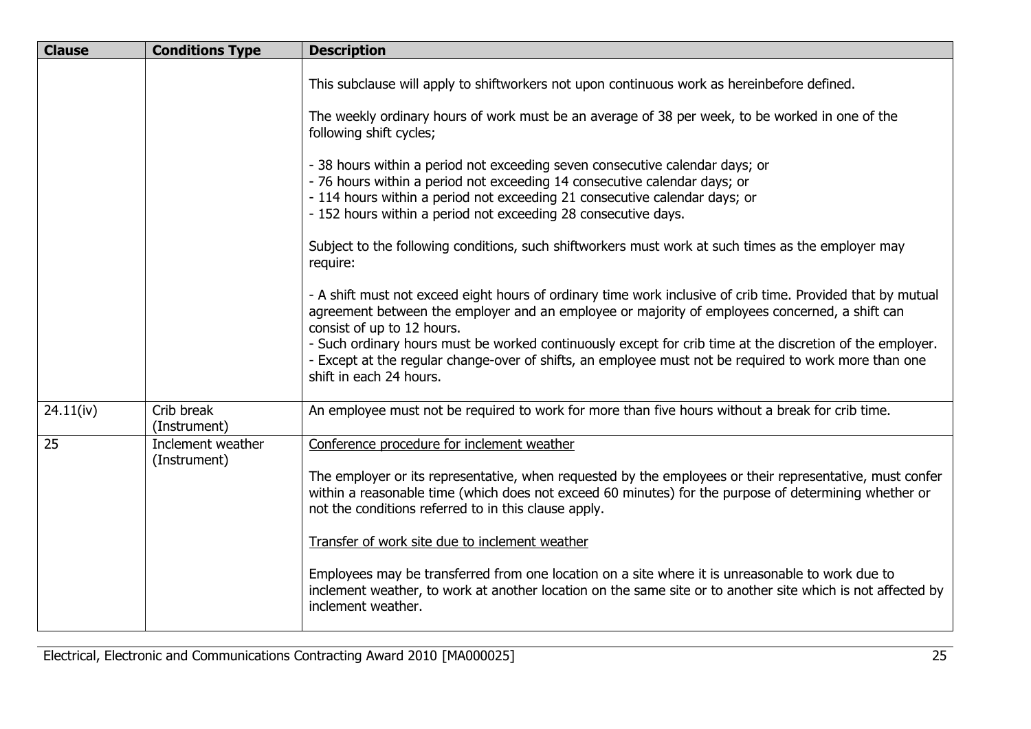| Clause | Conditions Type | Description |
| --- | --- | --- |
| | | This subclause will apply to shiftworkers not upon continuous work as hereinbefore defined.<br><br>The weekly ordinary hours of work must be an average of 38 per week, to be worked in one of the following shift cycles;<br><br>- 38 hours within a period not exceeding seven consecutive calendar days; or<br>- 76 hours within a period not exceeding 14 consecutive calendar days; or<br>- 114 hours within a period not exceeding 21 consecutive calendar days; or<br>- 152 hours within a period not exceeding 28 consecutive days.<br><br>Subject to the following conditions, such shiftworkers must work at such times as the employer may require:<br><br>- A shift must not exceed eight hours of ordinary time work inclusive of crib time. Provided that by mutual agreement between the employer and an employee or majority of employees concerned, a shift can consist of up to 12 hours.<br>- Such ordinary hours must be worked continuously except for crib time at the discretion of the employer.<br>- Except at the regular change-over of shifts, an employee must not be required to work more than one shift in each 24 hours. |
| 24.11(iv) | Crib break (Instrument) | An employee must not be required to work for more than five hours without a break for crib time. |
| 25 | Inclement weather (Instrument) | Conference procedure for inclement weather<br><br>The employer or its representative, when requested by the employees or their representative, must confer within a reasonable time (which does not exceed 60 minutes) for the purpose of determining whether or not the conditions referred to in this clause apply.<br><br>Transfer of work site due to inclement weather<br><br>Employees may be transferred from one location on a site where it is unreasonable to work due to inclement weather, to work at another location on the same site or to another site which is not affected by inclement weather. |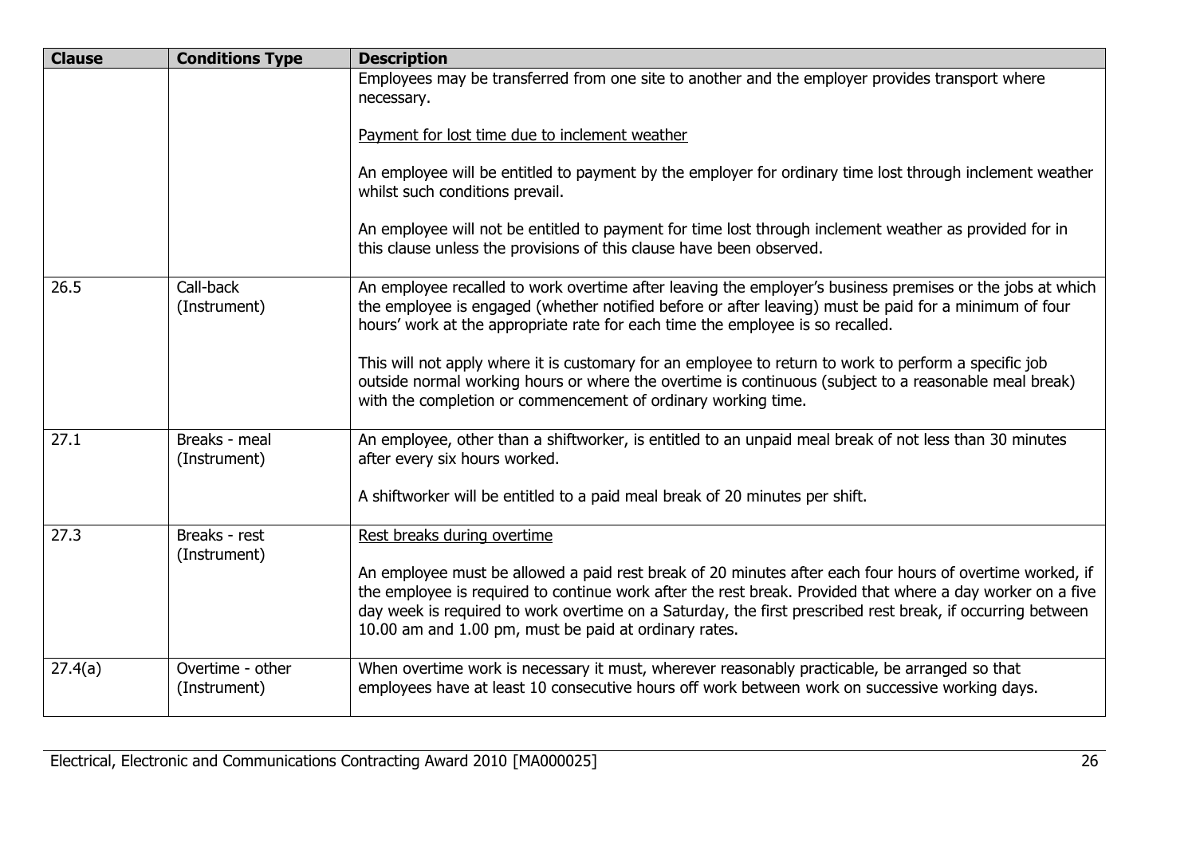| Clause | Conditions Type | Description |
|---|---|---|
| | | Employees may be transferred from one site to another and the employer provides transport where necessary.<br><br>Payment for lost time due to inclement weather<br><br>An employee will be entitled to payment by the employer for ordinary time lost through inclement weather whilst such conditions prevail.<br><br>An employee will not be entitled to payment for time lost through inclement weather as provided for in this clause unless the provisions of this clause have been observed. |
| 26.5 | Call-back (Instrument) | An employee recalled to work overtime after leaving the employer's business premises or the jobs at which the employee is engaged (whether notified before or after leaving) must be paid for a minimum of four hours' work at the appropriate rate for each time the employee is so recalled.<br><br>This will not apply where it is customary for an employee to return to work to perform a specific job outside normal working hours or where the overtime is continuous (subject to a reasonable meal break) with the completion or commencement of ordinary working time. |
| 27.1 | Breaks - meal (Instrument) | An employee, other than a shiftworker, is entitled to an unpaid meal break of not less than 30 minutes after every six hours worked.<br><br>A shiftworker will be entitled to a paid meal break of 20 minutes per shift. |
| 27.3 | Breaks - rest (Instrument) | Rest breaks during overtime<br><br>An employee must be allowed a paid rest break of 20 minutes after each four hours of overtime worked, if the employee is required to continue work after the rest break. Provided that where a day worker on a five day week is required to work overtime on a Saturday, the first prescribed rest break, if occurring between 10.00 am and 1.00 pm, must be paid at ordinary rates. |
| 27.4(a) | Overtime - other (Instrument) | When overtime work is necessary it must, wherever reasonably practicable, be arranged so that employees have at least 10 consecutive hours off work between work on successive working days. |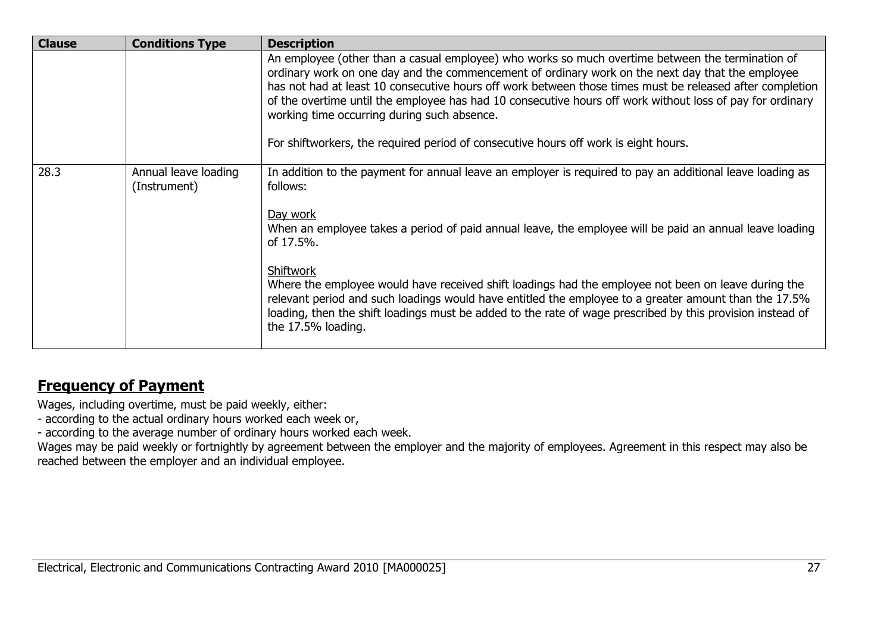| Clause | Conditions Type | Description |
|---|---|---|
| | | An employee (other than a casual employee) who works so much overtime between the termination of ordinary work on one day and the commencement of ordinary work on the next day that the employee has not had at least 10 consecutive hours off work between those times must be released after completion of the overtime until the employee has had 10 consecutive hours off work without loss of pay for ordinary working time occurring during such absence.<br><br>For shiftworkers, the required period of consecutive hours off work is eight hours. |
| 28.3 | Annual leave loading (Instrument) | In addition to the payment for annual leave an employer is required to pay an additional leave loading as follows:<br><br>Day work<br>When an employee takes a period of paid annual leave, the employee will be paid an annual leave loading of 17.5%.<br><br>Shiftwork<br>Where the employee would have received shift loadings had the employee not been on leave during the relevant period and such loadings would have entitled the employee to a greater amount than the 17.5% loading, then the shift loadings must be added to the rate of wage prescribed by this provision instead of the 17.5% loading. |

## Frequency of Payment

Wages, including overtime, must be paid weekly, either:

- according to the actual ordinary hours worked each week or,
- according to the average number of ordinary hours worked each week.

Wages may be paid weekly or fortnightly by agreement between the employer and the majority of employees. Agreement in this respect may also be reached between the employer and an individual employee.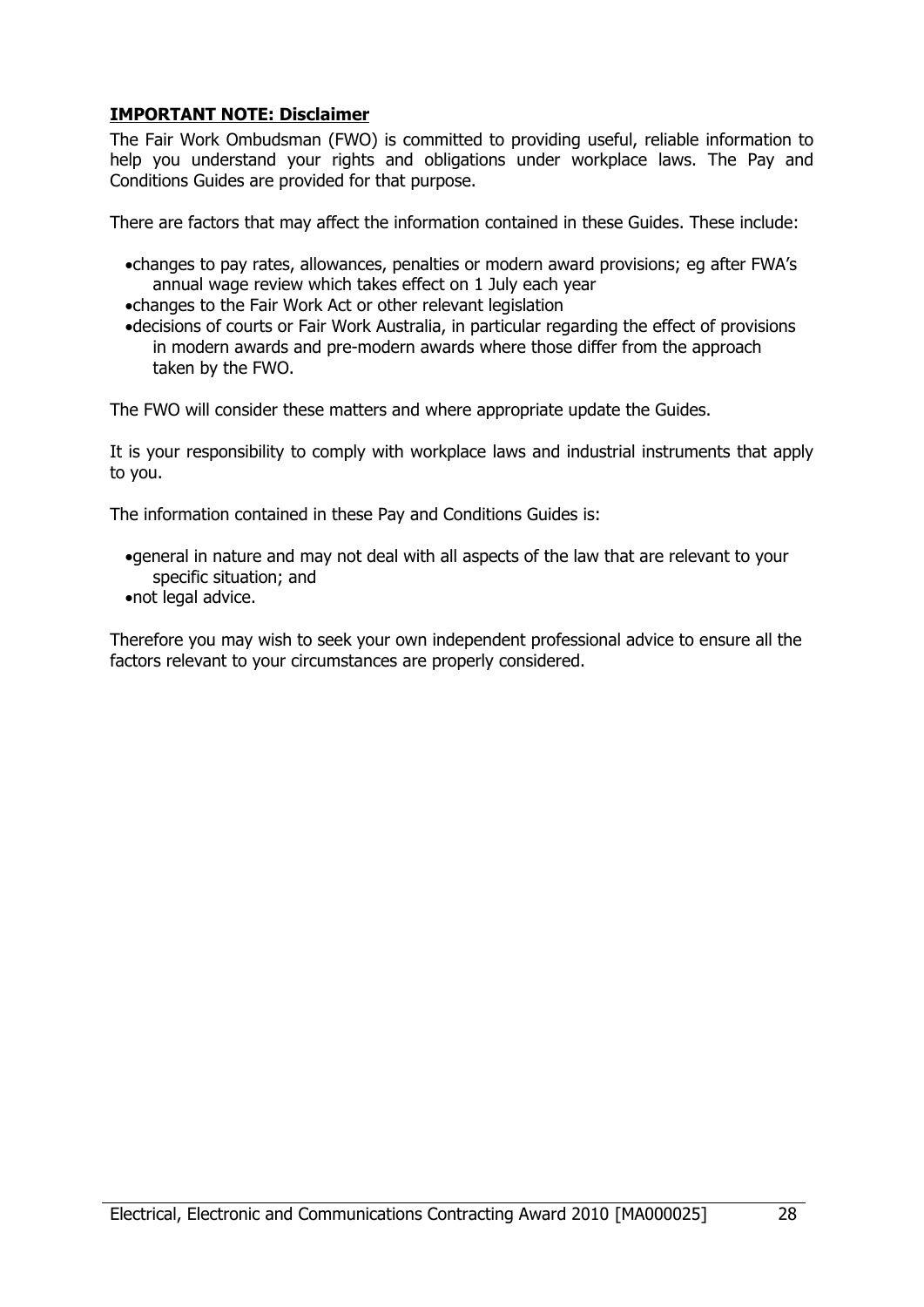**IMPORTANT NOTE: Disclaimer**

The Fair Work Ombudsman (FWO) is committed to providing useful, reliable information to help you understand your rights and obligations under workplace laws. The Pay and Conditions Guides are provided for that purpose.

There are factors that may affect the information contained in these Guides. These include:

- changes to pay rates, allowances, penalties or modern award provisions; eg after FWA's annual wage review which takes effect on 1 July each year
- changes to the Fair Work Act or other relevant legislation
- decisions of courts or Fair Work Australia, in particular regarding the effect of provisions in modern awards and pre-modern awards where those differ from the approach taken by the FWO.

The FWO will consider these matters and where appropriate update the Guides.

It is your responsibility to comply with workplace laws and industrial instruments that apply to you.

The information contained in these Pay and Conditions Guides is:

- general in nature and may not deal with all aspects of the law that are relevant to your specific situation; and
- not legal advice.

Therefore you may wish to seek your own independent professional advice to ensure all the factors relevant to your circumstances are properly considered.